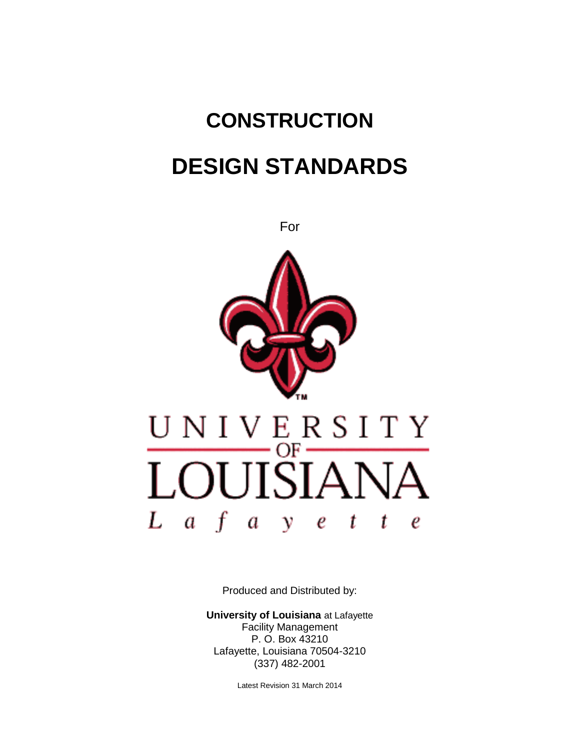# CONSTRUCTION

# DESIGN STANDARDS

For

UNIVERSITY OF LOUISIANA Lafayette

Produced and Distributed by:

**University of Louisiana** at Lafayette
Facility Management
P. O. Box 43210
Lafayette, Louisiana 70504-3210
(337) 482-2001

Latest Revision 31 March 2014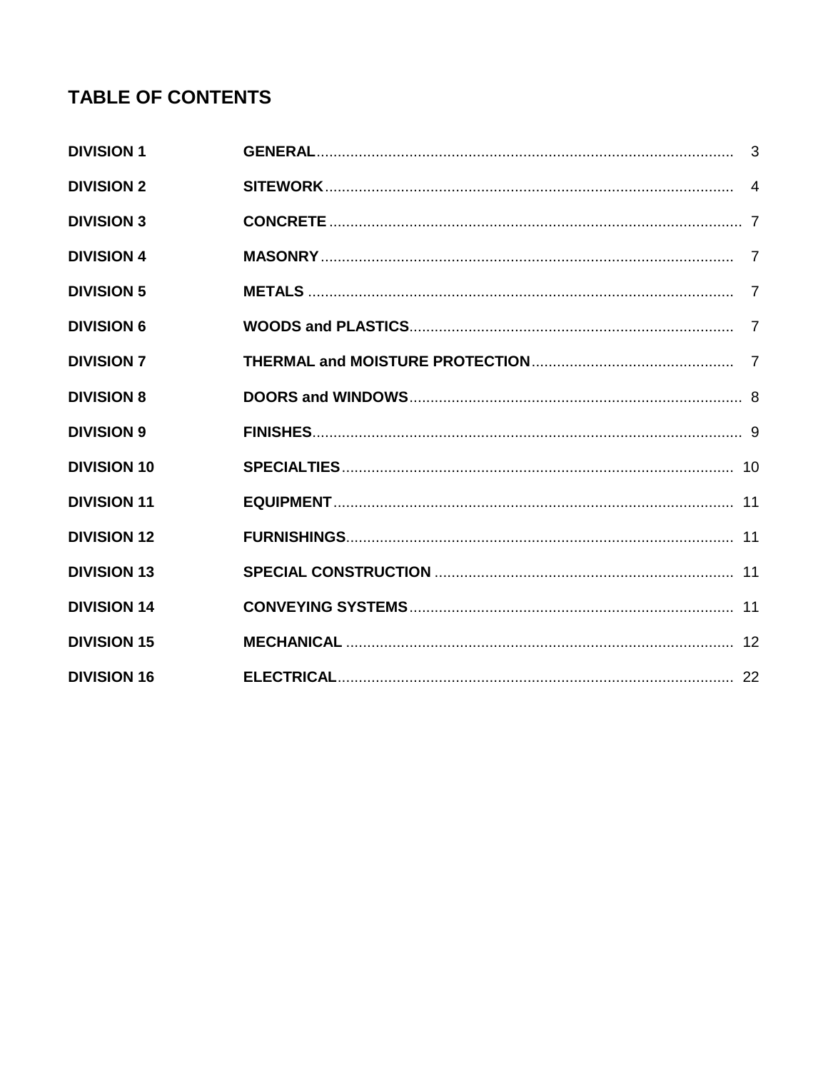## TABLE OF CONTENTS

| | | |
|---|---|---|
| **DIVISION 1** | **GENERAL** | 3 |
| **DIVISION 2** | **SITEWORK** | 4 |
| **DIVISION 3** | **CONCRETE** | 7 |
| **DIVISION 4** | **MASONRY** | 7 |
| **DIVISION 5** | **METALS** | 7 |
| **DIVISION 6** | **WOODS and PLASTICS** | 7 |
| **DIVISION 7** | **THERMAL and MOISTURE PROTECTION** | 7 |
| **DIVISION 8** | **DOORS and WINDOWS** | 8 |
| **DIVISION 9** | **FINISHES** | 9 |
| **DIVISION 10** | **SPECIALTIES** | 10 |
| **DIVISION 11** | **EQUIPMENT** | 11 |
| **DIVISION 12** | **FURNISHINGS** | 11 |
| **DIVISION 13** | **SPECIAL CONSTRUCTION** | 11 |
| **DIVISION 14** | **CONVEYING SYSTEMS** | 11 |
| **DIVISION 15** | **MECHANICAL** | 12 |
| **DIVISION 16** | **ELECTRICAL** | 22 |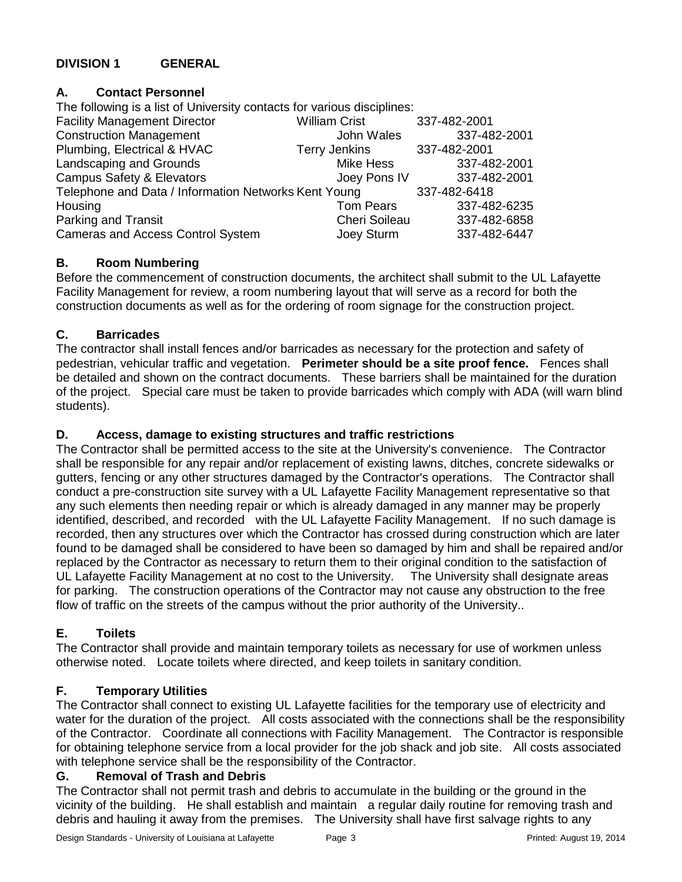## DIVISION 1 GENERAL

### A. Contact Personnel

The following is a list of University contacts for various disciplines:

| Discipline | Contact | Phone |
|---|---|---|
| Facility Management Director | William Crist | 337-482-2001 |
| Construction Management | John Wales | 337-482-2001 |
| Plumbing, Electrical & HVAC | Terry Jenkins | 337-482-2001 |
| Landscaping and Grounds | Mike Hess | 337-482-2001 |
| Campus Safety & Elevators | Joey Pons IV | 337-482-2001 |
| Telephone and Data / Information Networks | Kent Young | 337-482-6418 |
| Housing | Tom Pears | 337-482-6235 |
| Parking and Transit | Cheri Soileau | 337-482-6858 |
| Cameras and Access Control System | Joey Sturm | 337-482-6447 |

### B. Room Numbering

Before the commencement of construction documents, the architect shall submit to the UL Lafayette Facility Management for review, a room numbering layout that will serve as a record for both the construction documents as well as for the ordering of room signage for the construction project.

### C. Barricades

The contractor shall install fences and/or barricades as necessary for the protection and safety of pedestrian, vehicular traffic and vegetation. **Perimeter should be a site proof fence.** Fences shall be detailed and shown on the contract documents. These barriers shall be maintained for the duration of the project. Special care must be taken to provide barricades which comply with ADA (will warn blind students).

### D. Access, damage to existing structures and traffic restrictions

The Contractor shall be permitted access to the site at the University's convenience. The Contractor shall be responsible for any repair and/or replacement of existing lawns, ditches, concrete sidewalks or gutters, fencing or any other structures damaged by the Contractor's operations. The Contractor shall conduct a pre-construction site survey with a UL Lafayette Facility Management representative so that any such elements then needing repair or which is already damaged in any manner may be properly identified, described, and recorded with the UL Lafayette Facility Management. If no such damage is recorded, then any structures over which the Contractor has crossed during construction which are later found to be damaged shall be considered to have been so damaged by him and shall be repaired and/or replaced by the Contractor as necessary to return them to their original condition to the satisfaction of UL Lafayette Facility Management at no cost to the University. The University shall designate areas for parking. The construction operations of the Contractor may not cause any obstruction to the free flow of traffic on the streets of the campus without the prior authority of the University..

### E. Toilets

The Contractor shall provide and maintain temporary toilets as necessary for use of workmen unless otherwise noted. Locate toilets where directed, and keep toilets in sanitary condition.

### F. Temporary Utilities

The Contractor shall connect to existing UL Lafayette facilities for the temporary use of electricity and water for the duration of the project. All costs associated with the connections shall be the responsibility of the Contractor. Coordinate all connections with Facility Management. The Contractor is responsible for obtaining telephone service from a local provider for the job shack and job site. All costs associated with telephone service shall be the responsibility of the Contractor.

### G. Removal of Trash and Debris

The Contractor shall not permit trash and debris to accumulate in the building or the ground in the vicinity of the building. He shall establish and maintain a regular daily routine for removing trash and debris and hauling it away from the premises. The University shall have first salvage rights to any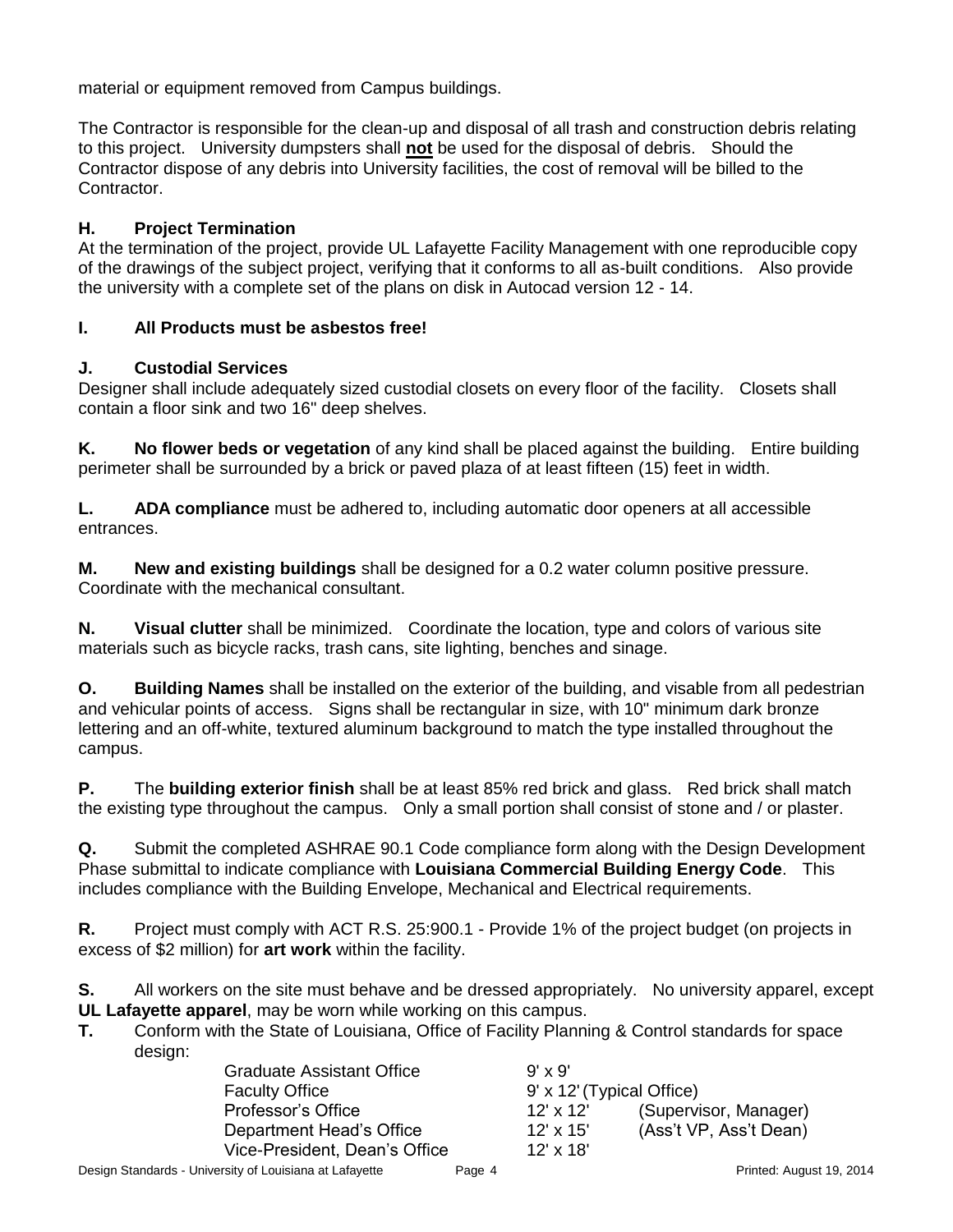material or equipment removed from Campus buildings.

The Contractor is responsible for the clean-up and disposal of all trash and construction debris relating to this project. University dumpsters shall **not** be used for the disposal of debris. Should the Contractor dispose of any debris into University facilities, the cost of removal will be billed to the Contractor.

### H. Project Termination

At the termination of the project, provide UL Lafayette Facility Management with one reproducible copy of the drawings of the subject project, verifying that it conforms to all as-built conditions. Also provide the university with a complete set of the plans on disk in Autocad version 12 - 14.

### I. All Products must be asbestos free!

### J. Custodial Services

Designer shall include adequately sized custodial closets on every floor of the facility. Closets shall contain a floor sink and two 16" deep shelves.

**K. No flower beds or vegetation** of any kind shall be placed against the building. Entire building perimeter shall be surrounded by a brick or paved plaza of at least fifteen (15) feet in width.

**L. ADA compliance** must be adhered to, including automatic door openers at all accessible entrances.

**M. New and existing buildings** shall be designed for a 0.2 water column positive pressure. Coordinate with the mechanical consultant.

**N. Visual clutter** shall be minimized. Coordinate the location, type and colors of various site materials such as bicycle racks, trash cans, site lighting, benches and sinage.

**O. Building Names** shall be installed on the exterior of the building, and visable from all pedestrian and vehicular points of access. Signs shall be rectangular in size, with 10" minimum dark bronze lettering and an off-white, textured aluminum background to match the type installed throughout the campus.

**P.** The **building exterior finish** shall be at least 85% red brick and glass. Red brick shall match the existing type throughout the campus. Only a small portion shall consist of stone and / or plaster.

**Q.** Submit the completed ASHRAE 90.1 Code compliance form along with the Design Development Phase submittal to indicate compliance with **Louisiana Commercial Building Energy Code**. This includes compliance with the Building Envelope, Mechanical and Electrical requirements.

**R.** Project must comply with ACT R.S. 25:900.1 - Provide 1% of the project budget (on projects in excess of $2 million) for **art work** within the facility.

**S.** All workers on the site must behave and be dressed appropriately. No university apparel, except **UL Lafayette apparel**, may be worn while working on this campus.

**T.** Conform with the State of Louisiana, Office of Facility Planning & Control standards for space design:

| | | |
|---|---|---|
| Graduate Assistant Office | 9' x 9' | |
| Faculty Office | 9' x 12' (Typical Office) | |
| Professor's Office | 12' x 12' | (Supervisor, Manager) |
| Department Head's Office | 12' x 15' | (Ass't VP, Ass't Dean) |
| Vice-President, Dean's Office | 12' x 18' | |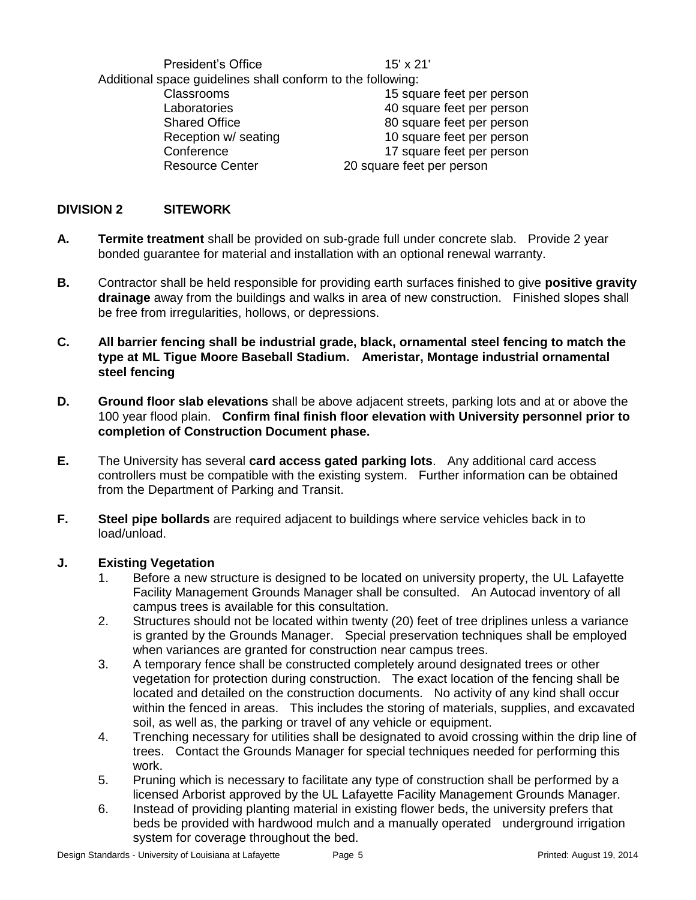| | |
|---|---|
| President's Office | 15' x 21' |

Additional space guidelines shall conform to the following:

| | |
|---|---|
| Classrooms | 15 square feet per person |
| Laboratories | 40 square feet per person |
| Shared Office | 80 square feet per person |
| Reception w/ seating | 10 square feet per person |
| Conference | 17 square feet per person |
| Resource Center | 20 square feet per person |

## DIVISION 2 SITEWORK

**A.** **Termite treatment** shall be provided on sub-grade full under concrete slab. Provide 2 year bonded guarantee for material and installation with an optional renewal warranty.

**B.** Contractor shall be held responsible for providing earth surfaces finished to give **positive gravity drainage** away from the buildings and walks in area of new construction. Finished slopes shall be free from irregularities, hollows, or depressions.

**C.** **All barrier fencing shall be industrial grade, black, ornamental steel fencing to match the type at ML Tigue Moore Baseball Stadium. Ameristar, Montage industrial ornamental steel fencing**

**D.** **Ground floor slab elevations** shall be above adjacent streets, parking lots and at or above the 100 year flood plain. **Confirm final finish floor elevation with University personnel prior to completion of Construction Document phase.**

**E.** The University has several **card access gated parking lots**. Any additional card access controllers must be compatible with the existing system. Further information can be obtained from the Department of Parking and Transit.

**F.** **Steel pipe bollards** are required adjacent to buildings where service vehicles back in to load/unload.

**J.** **Existing Vegetation**

1. Before a new structure is designed to be located on university property, the UL Lafayette Facility Management Grounds Manager shall be consulted. An Autocad inventory of all campus trees is available for this consultation.
2. Structures should not be located within twenty (20) feet of tree driplines unless a variance is granted by the Grounds Manager. Special preservation techniques shall be employed when variances are granted for construction near campus trees.
3. A temporary fence shall be constructed completely around designated trees or other vegetation for protection during construction. The exact location of the fencing shall be located and detailed on the construction documents. No activity of any kind shall occur within the fenced in areas. This includes the storing of materials, supplies, and excavated soil, as well as, the parking or travel of any vehicle or equipment.
4. Trenching necessary for utilities shall be designated to avoid crossing within the drip line of trees. Contact the Grounds Manager for special techniques needed for performing this work.
5. Pruning which is necessary to facilitate any type of construction shall be performed by a licensed Arborist approved by the UL Lafayette Facility Management Grounds Manager.
6. Instead of providing planting material in existing flower beds, the university prefers that beds be provided with hardwood mulch and a manually operated underground irrigation system for coverage throughout the bed.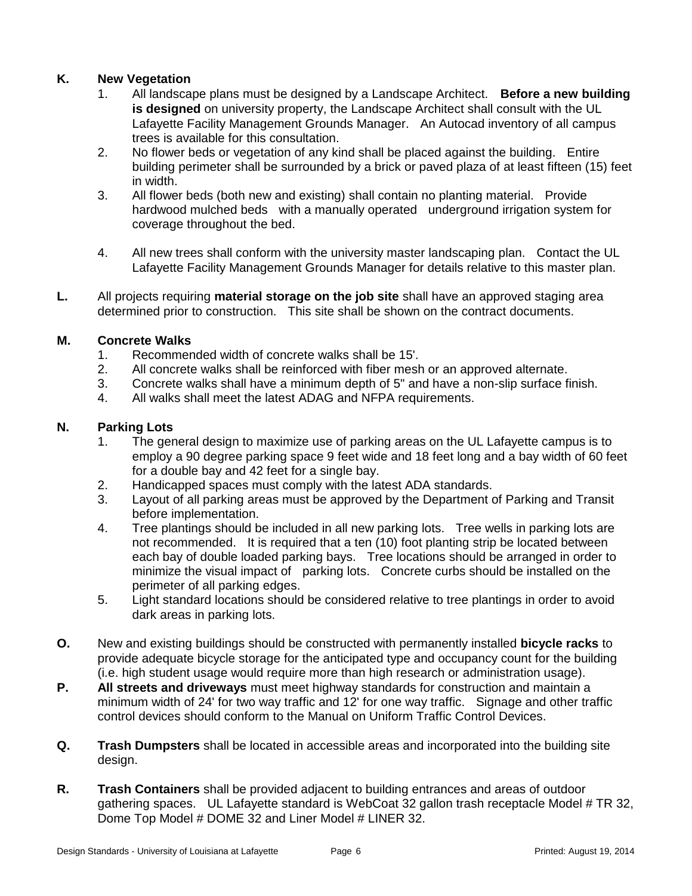**K. New Vegetation**

1. All landscape plans must be designed by a Landscape Architect. **Before a new building is designed** on university property, the Landscape Architect shall consult with the UL Lafayette Facility Management Grounds Manager. An Autocad inventory of all campus trees is available for this consultation.
2. No flower beds or vegetation of any kind shall be placed against the building. Entire building perimeter shall be surrounded by a brick or paved plaza of at least fifteen (15) feet in width.
3. All flower beds (both new and existing) shall contain no planting material. Provide hardwood mulched beds with a manually operated underground irrigation system for coverage throughout the bed.
4. All new trees shall conform with the university master landscaping plan. Contact the UL Lafayette Facility Management Grounds Manager for details relative to this master plan.

**L.** All projects requiring **material storage on the job site** shall have an approved staging area determined prior to construction. This site shall be shown on the contract documents.

**M. Concrete Walks**

1. Recommended width of concrete walks shall be 15'.
2. All concrete walks shall be reinforced with fiber mesh or an approved alternate.
3. Concrete walks shall have a minimum depth of 5" and have a non-slip surface finish.
4. All walks shall meet the latest ADAG and NFPA requirements.

**N. Parking Lots**

1. The general design to maximize use of parking areas on the UL Lafayette campus is to employ a 90 degree parking space 9 feet wide and 18 feet long and a bay width of 60 feet for a double bay and 42 feet for a single bay.
2. Handicapped spaces must comply with the latest ADA standards.
3. Layout of all parking areas must be approved by the Department of Parking and Transit before implementation.
4. Tree plantings should be included in all new parking lots. Tree wells in parking lots are not recommended. It is required that a ten (10) foot planting strip be located between each bay of double loaded parking bays. Tree locations should be arranged in order to minimize the visual impact of parking lots. Concrete curbs should be installed on the perimeter of all parking edges.
5. Light standard locations should be considered relative to tree plantings in order to avoid dark areas in parking lots.

**O.** New and existing buildings should be constructed with permanently installed **bicycle racks** to provide adequate bicycle storage for the anticipated type and occupancy count for the building (i.e. high student usage would require more than high research or administration usage).

**P. All streets and driveways** must meet highway standards for construction and maintain a minimum width of 24' for two way traffic and 12' for one way traffic. Signage and other traffic control devices should conform to the Manual on Uniform Traffic Control Devices.

**Q. Trash Dumpsters** shall be located in accessible areas and incorporated into the building site design.

**R. Trash Containers** shall be provided adjacent to building entrances and areas of outdoor gathering spaces. UL Lafayette standard is WebCoat 32 gallon trash receptacle Model # TR 32, Dome Top Model # DOME 32 and Liner Model # LINER 32.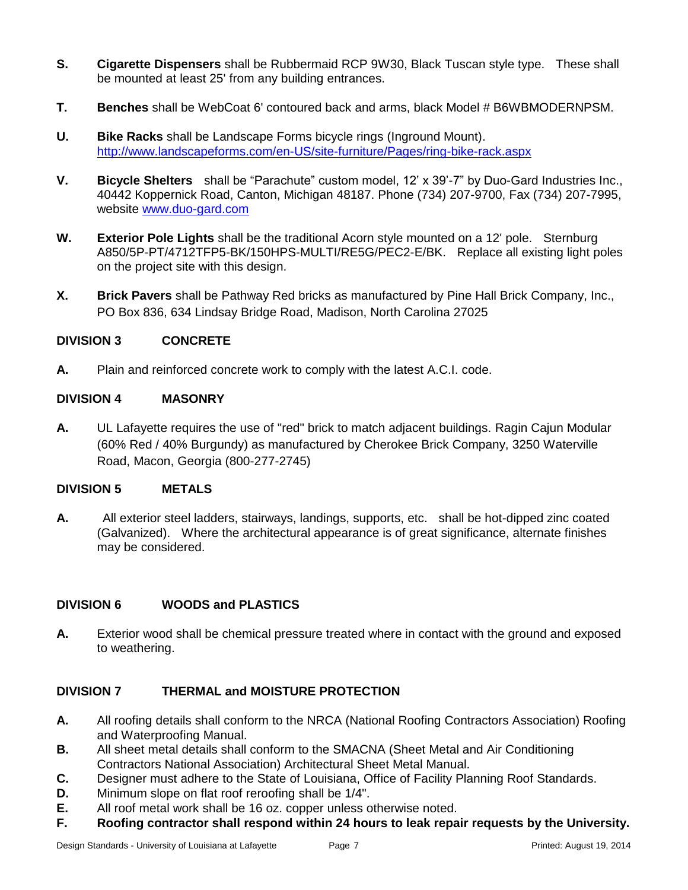**S.** **Cigarette Dispensers** shall be Rubbermaid RCP 9W30, Black Tuscan style type. These shall be mounted at least 25' from any building entrances.

**T.** **Benches** shall be WebCoat 6' contoured back and arms, black Model # B6WBMODERNPSM.

**U.** **Bike Racks** shall be Landscape Forms bicycle rings (Inground Mount). http://www.landscapeforms.com/en-US/site-furniture/Pages/ring-bike-rack.aspx

**V.** **Bicycle Shelters** shall be "Parachute" custom model, 12' x 39'-7" by Duo-Gard Industries Inc., 40442 Koppernick Road, Canton, Michigan 48187. Phone (734) 207-9700, Fax (734) 207-7995, website www.duo-gard.com

**W.** **Exterior Pole Lights** shall be the traditional Acorn style mounted on a 12' pole. Sternburg A850/5P-PT/4712TFP5-BK/150HPS-MULTI/RE5G/PEC2-E/BK. Replace all existing light poles on the project site with this design.

**X.** **Brick Pavers** shall be Pathway Red bricks as manufactured by Pine Hall Brick Company, Inc., PO Box 836, 634 Lindsay Bridge Road, Madison, North Carolina 27025

## DIVISION 3 CONCRETE

**A.** Plain and reinforced concrete work to comply with the latest A.C.I. code.

## DIVISION 4 MASONRY

**A.** UL Lafayette requires the use of "red" brick to match adjacent buildings. Ragin Cajun Modular (60% Red / 40% Burgundy) as manufactured by Cherokee Brick Company, 3250 Waterville Road, Macon, Georgia (800-277-2745)

## DIVISION 5 METALS

**A.** All exterior steel ladders, stairways, landings, supports, etc. shall be hot-dipped zinc coated (Galvanized). Where the architectural appearance is of great significance, alternate finishes may be considered.

## DIVISION 6 WOODS and PLASTICS

**A.** Exterior wood shall be chemical pressure treated where in contact with the ground and exposed to weathering.

## DIVISION 7 THERMAL and MOISTURE PROTECTION

**A.** All roofing details shall conform to the NRCA (National Roofing Contractors Association) Roofing and Waterproofing Manual.

**B.** All sheet metal details shall conform to the SMACNA (Sheet Metal and Air Conditioning Contractors National Association) Architectural Sheet Metal Manual.

**C.** Designer must adhere to the State of Louisiana, Office of Facility Planning Roof Standards.

**D.** Minimum slope on flat roof reroofing shall be 1/4".

**E.** All roof metal work shall be 16 oz. copper unless otherwise noted.

**F.** **Roofing contractor shall respond within 24 hours to leak repair requests by the University.**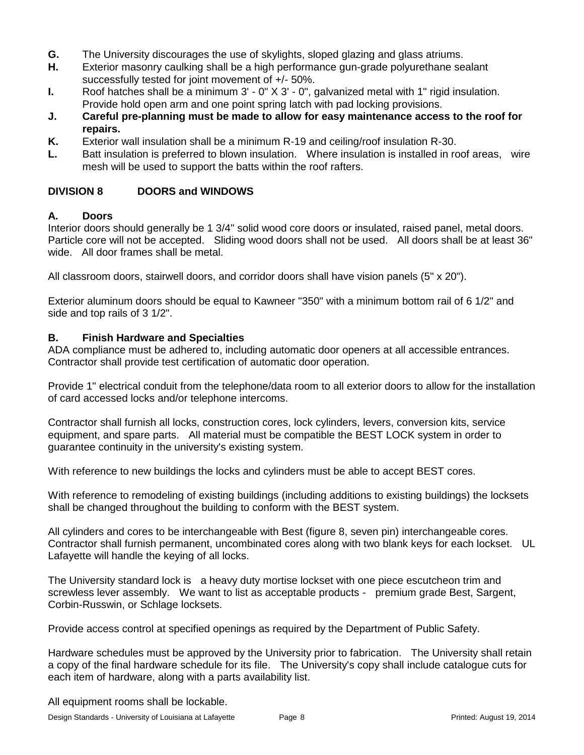**G.** The University discourages the use of skylights, sloped glazing and glass atriums.

**H.** Exterior masonry caulking shall be a high performance gun-grade polyurethane sealant successfully tested for joint movement of +/- 50%.

**I.** Roof hatches shall be a minimum 3' - 0" X 3' - 0", galvanized metal with 1" rigid insulation. Provide hold open arm and one point spring latch with pad locking provisions.

**J. Careful pre-planning must be made to allow for easy maintenance access to the roof for repairs.**

**K.** Exterior wall insulation shall be a minimum R-19 and ceiling/roof insulation R-30.

**L.** Batt insulation is preferred to blown insulation. Where insulation is installed in roof areas, wire mesh will be used to support the batts within the roof rafters.

## DIVISION 8 DOORS and WINDOWS

### A. Doors

Interior doors should generally be 1 3/4" solid wood core doors or insulated, raised panel, metal doors. Particle core will not be accepted. Sliding wood doors shall not be used. All doors shall be at least 36" wide. All door frames shall be metal.

All classroom doors, stairwell doors, and corridor doors shall have vision panels (5" x 20").

Exterior aluminum doors should be equal to Kawneer "350" with a minimum bottom rail of 6 1/2" and side and top rails of 3 1/2".

### B. Finish Hardware and Specialties

ADA compliance must be adhered to, including automatic door openers at all accessible entrances. Contractor shall provide test certification of automatic door operation.

Provide 1" electrical conduit from the telephone/data room to all exterior doors to allow for the installation of card accessed locks and/or telephone intercoms.

Contractor shall furnish all locks, construction cores, lock cylinders, levers, conversion kits, service equipment, and spare parts. All material must be compatible the BEST LOCK system in order to guarantee continuity in the university's existing system.

With reference to new buildings the locks and cylinders must be able to accept BEST cores.

With reference to remodeling of existing buildings (including additions to existing buildings) the locksets shall be changed throughout the building to conform with the BEST system.

All cylinders and cores to be interchangeable with Best (figure 8, seven pin) interchangeable cores. Contractor shall furnish permanent, uncombinated cores along with two blank keys for each lockset. UL Lafayette will handle the keying of all locks.

The University standard lock is a heavy duty mortise lockset with one piece escutcheon trim and screwless lever assembly. We want to list as acceptable products - premium grade Best, Sargent, Corbin-Russwin, or Schlage locksets.

Provide access control at specified openings as required by the Department of Public Safety.

Hardware schedules must be approved by the University prior to fabrication. The University shall retain a copy of the final hardware schedule for its file. The University's copy shall include catalogue cuts for each item of hardware, along with a parts availability list.

All equipment rooms shall be lockable.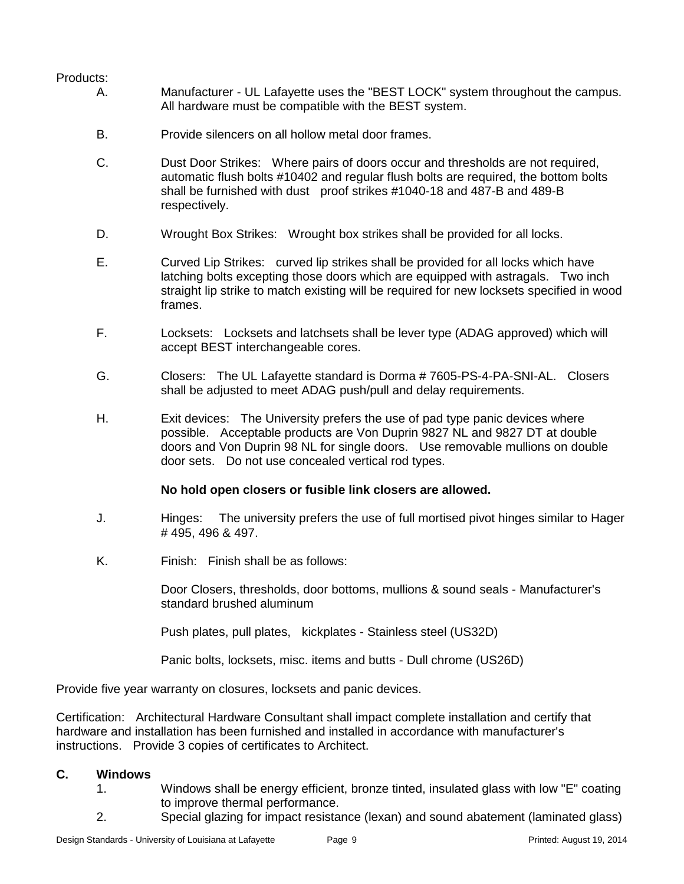Products:

A. Manufacturer - UL Lafayette uses the "BEST LOCK" system throughout the campus. All hardware must be compatible with the BEST system.

B. Provide silencers on all hollow metal door frames.

C. Dust Door Strikes: Where pairs of doors occur and thresholds are not required, automatic flush bolts #10402 and regular flush bolts are required, the bottom bolts shall be furnished with dust proof strikes #1040-18 and 487-B and 489-B respectively.

D. Wrought Box Strikes: Wrought box strikes shall be provided for all locks.

E. Curved Lip Strikes: curved lip strikes shall be provided for all locks which have latching bolts excepting those doors which are equipped with astragals. Two inch straight lip strike to match existing will be required for new locksets specified in wood frames.

F. Locksets: Locksets and latchsets shall be lever type (ADAG approved) which will accept BEST interchangeable cores.

G. Closers: The UL Lafayette standard is Dorma # 7605-PS-4-PA-SNI-AL. Closers shall be adjusted to meet ADAG push/pull and delay requirements.

H. Exit devices: The University prefers the use of pad type panic devices where possible. Acceptable products are Von Duprin 9827 NL and 9827 DT at double doors and Von Duprin 98 NL for single doors. Use removable mullions on double door sets. Do not use concealed vertical rod types.

**No hold open closers or fusible link closers are allowed.**

J. Hinges: The university prefers the use of full mortised pivot hinges similar to Hager # 495, 496 & 497.

K. Finish: Finish shall be as follows:

Door Closers, thresholds, door bottoms, mullions & sound seals - Manufacturer's standard brushed aluminum

Push plates, pull plates, kickplates - Stainless steel (US32D)

Panic bolts, locksets, misc. items and butts - Dull chrome (US26D)

Provide five year warranty on closures, locksets and panic devices.

Certification: Architectural Hardware Consultant shall impact complete installation and certify that hardware and installation has been furnished and installed in accordance with manufacturer's instructions. Provide 3 copies of certificates to Architect.

## C. Windows

1. Windows shall be energy efficient, bronze tinted, insulated glass with low "E" coating to improve thermal performance.
2. Special glazing for impact resistance (lexan) and sound abatement (laminated glass)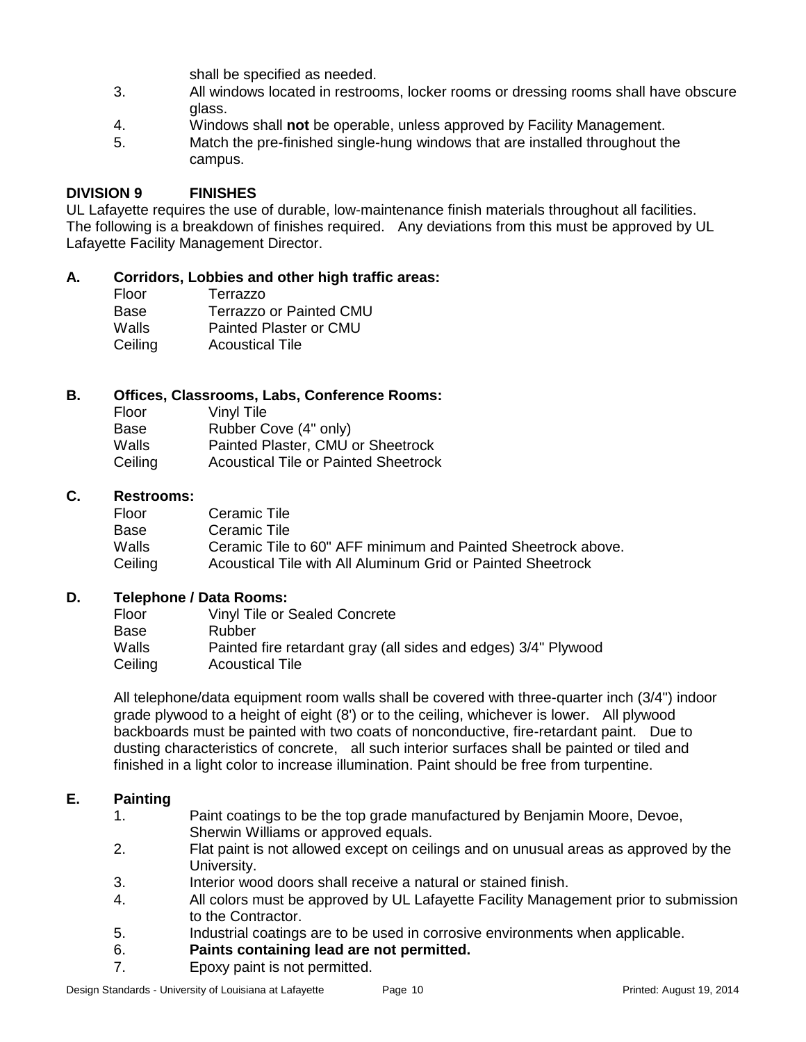shall be specified as needed.

3. All windows located in restrooms, locker rooms or dressing rooms shall have obscure glass.
4. Windows shall **not** be operable, unless approved by Facility Management.
5. Match the pre-finished single-hung windows that are installed throughout the campus.

## DIVISION 9 FINISHES

UL Lafayette requires the use of durable, low-maintenance finish materials throughout all facilities. The following is a breakdown of finishes required. Any deviations from this must be approved by UL Lafayette Facility Management Director.

### A. Corridors, Lobbies and other high traffic areas:

| | |
|---|---|
| Floor | Terrazzo |
| Base | Terrazzo or Painted CMU |
| Walls | Painted Plaster or CMU |
| Ceiling | Acoustical Tile |

### B. Offices, Classrooms, Labs, Conference Rooms:

| | |
|---|---|
| Floor | Vinyl Tile |
| Base | Rubber Cove (4" only) |
| Walls | Painted Plaster, CMU or Sheetrock |
| Ceiling | Acoustical Tile or Painted Sheetrock |

### C. Restrooms:

| | |
|---|---|
| Floor | Ceramic Tile |
| Base | Ceramic Tile |
| Walls | Ceramic Tile to 60" AFF minimum and Painted Sheetrock above. |
| Ceiling | Acoustical Tile with All Aluminum Grid or Painted Sheetrock |

### D. Telephone / Data Rooms:

| | |
|---|---|
| Floor | Vinyl Tile or Sealed Concrete |
| Base | Rubber |
| Walls | Painted fire retardant gray (all sides and edges) 3/4" Plywood |
| Ceiling | Acoustical Tile |

All telephone/data equipment room walls shall be covered with three-quarter inch (3/4") indoor grade plywood to a height of eight (8') or to the ceiling, whichever is lower. All plywood backboards must be painted with two coats of nonconductive, fire-retardant paint. Due to dusting characteristics of concrete, all such interior surfaces shall be painted or tiled and finished in a light color to increase illumination. Paint should be free from turpentine.

### E. Painting

1. Paint coatings to be the top grade manufactured by Benjamin Moore, Devoe, Sherwin Williams or approved equals.
2. Flat paint is not allowed except on ceilings and on unusual areas as approved by the University.
3. Interior wood doors shall receive a natural or stained finish.
4. All colors must be approved by UL Lafayette Facility Management prior to submission to the Contractor.
5. Industrial coatings are to be used in corrosive environments when applicable.
6. **Paints containing lead are not permitted.**
7. Epoxy paint is not permitted.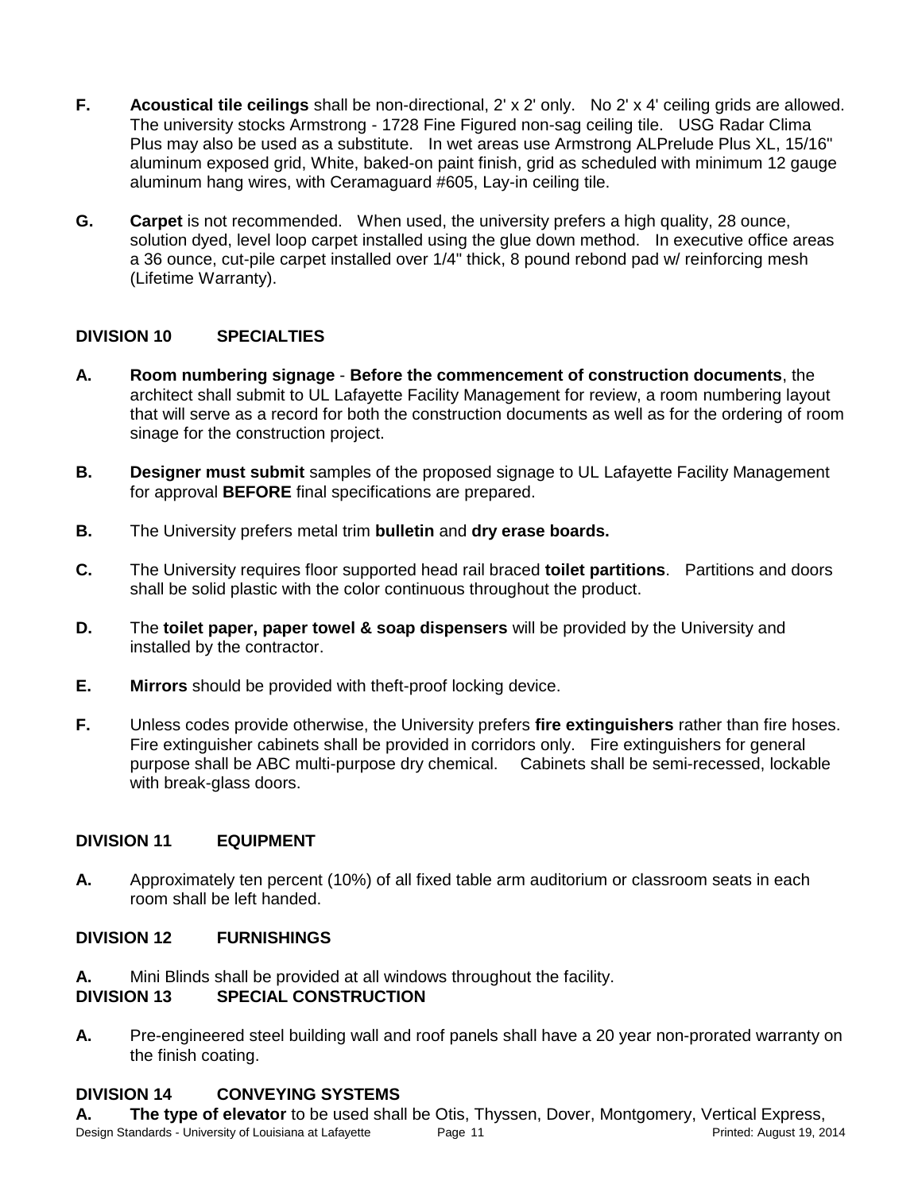**F.** **Acoustical tile ceilings** shall be non-directional, 2' x 2' only. No 2' x 4' ceiling grids are allowed. The university stocks Armstrong - 1728 Fine Figured non-sag ceiling tile. USG Radar Clima Plus may also be used as a substitute. In wet areas use Armstrong ALPrelude Plus XL, 15/16" aluminum exposed grid, White, baked-on paint finish, grid as scheduled with minimum 12 gauge aluminum hang wires, with Ceramaguard #605, Lay-in ceiling tile.

**G.** **Carpet** is not recommended. When used, the university prefers a high quality, 28 ounce, solution dyed, level loop carpet installed using the glue down method. In executive office areas a 36 ounce, cut-pile carpet installed over 1/4" thick, 8 pound rebond pad w/ reinforcing mesh (Lifetime Warranty).

## DIVISION 10 SPECIALTIES

**A.** **Room numbering signage** - **Before the commencement of construction documents**, the architect shall submit to UL Lafayette Facility Management for review, a room numbering layout that will serve as a record for both the construction documents as well as for the ordering of room sinage for the construction project.

**B.** **Designer must submit** samples of the proposed signage to UL Lafayette Facility Management for approval **BEFORE** final specifications are prepared.

**B.** The University prefers metal trim **bulletin** and **dry erase boards.**

**C.** The University requires floor supported head rail braced **toilet partitions**. Partitions and doors shall be solid plastic with the color continuous throughout the product.

**D.** The **toilet paper, paper towel & soap dispensers** will be provided by the University and installed by the contractor.

**E.** **Mirrors** should be provided with theft-proof locking device.

**F.** Unless codes provide otherwise, the University prefers **fire extinguishers** rather than fire hoses. Fire extinguisher cabinets shall be provided in corridors only. Fire extinguishers for general purpose shall be ABC multi-purpose dry chemical. Cabinets shall be semi-recessed, lockable with break-glass doors.

## DIVISION 11 EQUIPMENT

**A.** Approximately ten percent (10%) of all fixed table arm auditorium or classroom seats in each room shall be left handed.

## DIVISION 12 FURNISHINGS

**A.** Mini Blinds shall be provided at all windows throughout the facility.

## DIVISION 13 SPECIAL CONSTRUCTION

**A.** Pre-engineered steel building wall and roof panels shall have a 20 year non-prorated warranty on the finish coating.

## DIVISION 14 CONVEYING SYSTEMS

**A.** **The type of elevator** to be used shall be Otis, Thyssen, Dover, Montgomery, Vertical Express,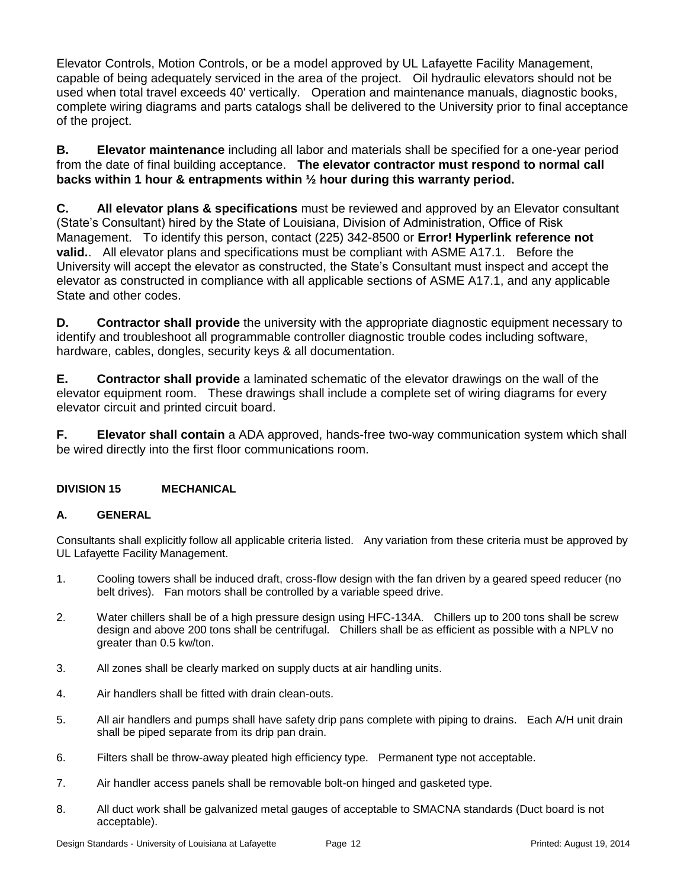Elevator Controls, Motion Controls, or be a model approved by UL Lafayette Facility Management, capable of being adequately serviced in the area of the project. Oil hydraulic elevators should not be used when total travel exceeds 40' vertically. Operation and maintenance manuals, diagnostic books, complete wiring diagrams and parts catalogs shall be delivered to the University prior to final acceptance of the project.

**B. Elevator maintenance** including all labor and materials shall be specified for a one-year period from the date of final building acceptance. **The elevator contractor must respond to normal call backs within 1 hour & entrapments within ½ hour during this warranty period.**

**C. All elevator plans & specifications** must be reviewed and approved by an Elevator consultant (State's Consultant) hired by the State of Louisiana, Division of Administration, Office of Risk Management. To identify this person, contact (225) 342-8500 or **Error! Hyperlink reference not valid.**. All elevator plans and specifications must be compliant with ASME A17.1. Before the University will accept the elevator as constructed, the State's Consultant must inspect and accept the elevator as constructed in compliance with all applicable sections of ASME A17.1, and any applicable State and other codes.

**D. Contractor shall provide** the university with the appropriate diagnostic equipment necessary to identify and troubleshoot all programmable controller diagnostic trouble codes including software, hardware, cables, dongles, security keys & all documentation.

**E. Contractor shall provide** a laminated schematic of the elevator drawings on the wall of the elevator equipment room. These drawings shall include a complete set of wiring diagrams for every elevator circuit and printed circuit board.

**F. Elevator shall contain** a ADA approved, hands-free two-way communication system which shall be wired directly into the first floor communications room.

## DIVISION 15 MECHANICAL

### A. GENERAL

Consultants shall explicitly follow all applicable criteria listed. Any variation from these criteria must be approved by UL Lafayette Facility Management.

1. Cooling towers shall be induced draft, cross-flow design with the fan driven by a geared speed reducer (no belt drives). Fan motors shall be controlled by a variable speed drive.
2. Water chillers shall be of a high pressure design using HFC-134A. Chillers up to 200 tons shall be screw design and above 200 tons shall be centrifugal. Chillers shall be as efficient as possible with a NPLV no greater than 0.5 kw/ton.
3. All zones shall be clearly marked on supply ducts at air handling units.
4. Air handlers shall be fitted with drain clean-outs.
5. All air handlers and pumps shall have safety drip pans complete with piping to drains. Each A/H unit drain shall be piped separate from its drip pan drain.
6. Filters shall be throw-away pleated high efficiency type. Permanent type not acceptable.
7. Air handler access panels shall be removable bolt-on hinged and gasketed type.
8. All duct work shall be galvanized metal gauges of acceptable to SMACNA standards (Duct board is not acceptable).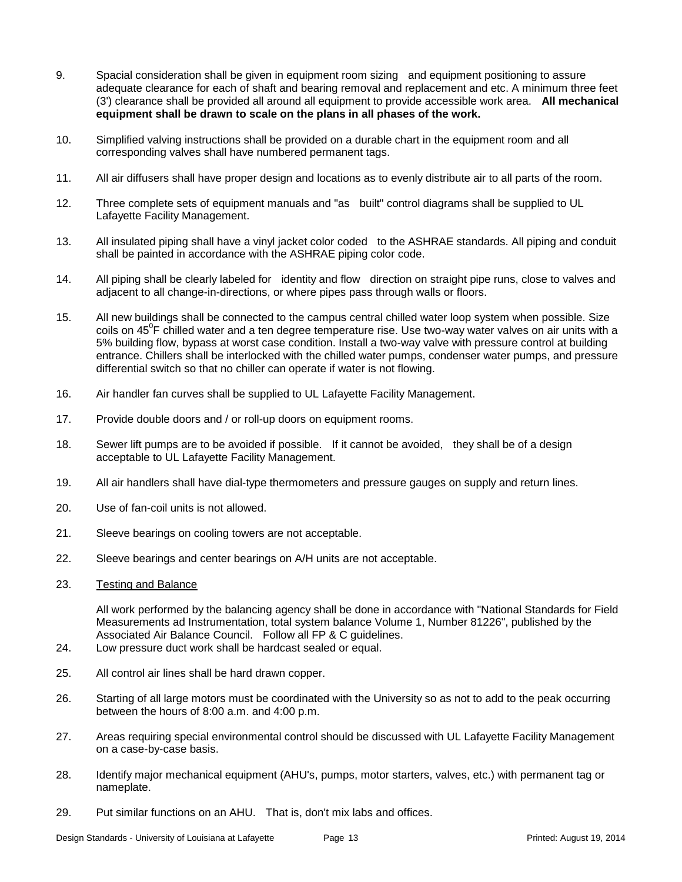9. Spacial consideration shall be given in equipment room sizing and equipment positioning to assure adequate clearance for each of shaft and bearing removal and replacement and etc. A minimum three feet (3') clearance shall be provided all around all equipment to provide accessible work area. **All mechanical equipment shall be drawn to scale on the plans in all phases of the work.**

10. Simplified valving instructions shall be provided on a durable chart in the equipment room and all corresponding valves shall have numbered permanent tags.

11. All air diffusers shall have proper design and locations as to evenly distribute air to all parts of the room.

12. Three complete sets of equipment manuals and "as built" control diagrams shall be supplied to UL Lafayette Facility Management.

13. All insulated piping shall have a vinyl jacket color coded to the ASHRAE standards. All piping and conduit shall be painted in accordance with the ASHRAE piping color code.

14. All piping shall be clearly labeled for identity and flow direction on straight pipe runs, close to valves and adjacent to all change-in-directions, or where pipes pass through walls or floors.

15. All new buildings shall be connected to the campus central chilled water loop system when possible. Size coils on $45^0$F chilled water and a ten degree temperature rise. Use two-way water valves on air units with a 5% building flow, bypass at worst case condition. Install a two-way valve with pressure control at building entrance. Chillers shall be interlocked with the chilled water pumps, condenser water pumps, and pressure differential switch so that no chiller can operate if water is not flowing.

16. Air handler fan curves shall be supplied to UL Lafayette Facility Management.

17. Provide double doors and / or roll-up doors on equipment rooms.

18. Sewer lift pumps are to be avoided if possible. If it cannot be avoided, they shall be of a design acceptable to UL Lafayette Facility Management.

19. All air handlers shall have dial-type thermometers and pressure gauges on supply and return lines.

20. Use of fan-coil units is not allowed.

21. Sleeve bearings on cooling towers are not acceptable.

22. Sleeve bearings and center bearings on A/H units are not acceptable.

23. <u>Testing and Balance</u>

    All work performed by the balancing agency shall be done in accordance with "National Standards for Field Measurements ad Instrumentation, total system balance Volume 1, Number 81226", published by the Associated Air Balance Council. Follow all FP & C guidelines.

24. Low pressure duct work shall be hardcast sealed or equal.

25. All control air lines shall be hard drawn copper.

26. Starting of all large motors must be coordinated with the University so as not to add to the peak occurring between the hours of 8:00 a.m. and 4:00 p.m.

27. Areas requiring special environmental control should be discussed with UL Lafayette Facility Management on a case-by-case basis.

28. Identify major mechanical equipment (AHU's, pumps, motor starters, valves, etc.) with permanent tag or nameplate.

29. Put similar functions on an AHU. That is, don't mix labs and offices.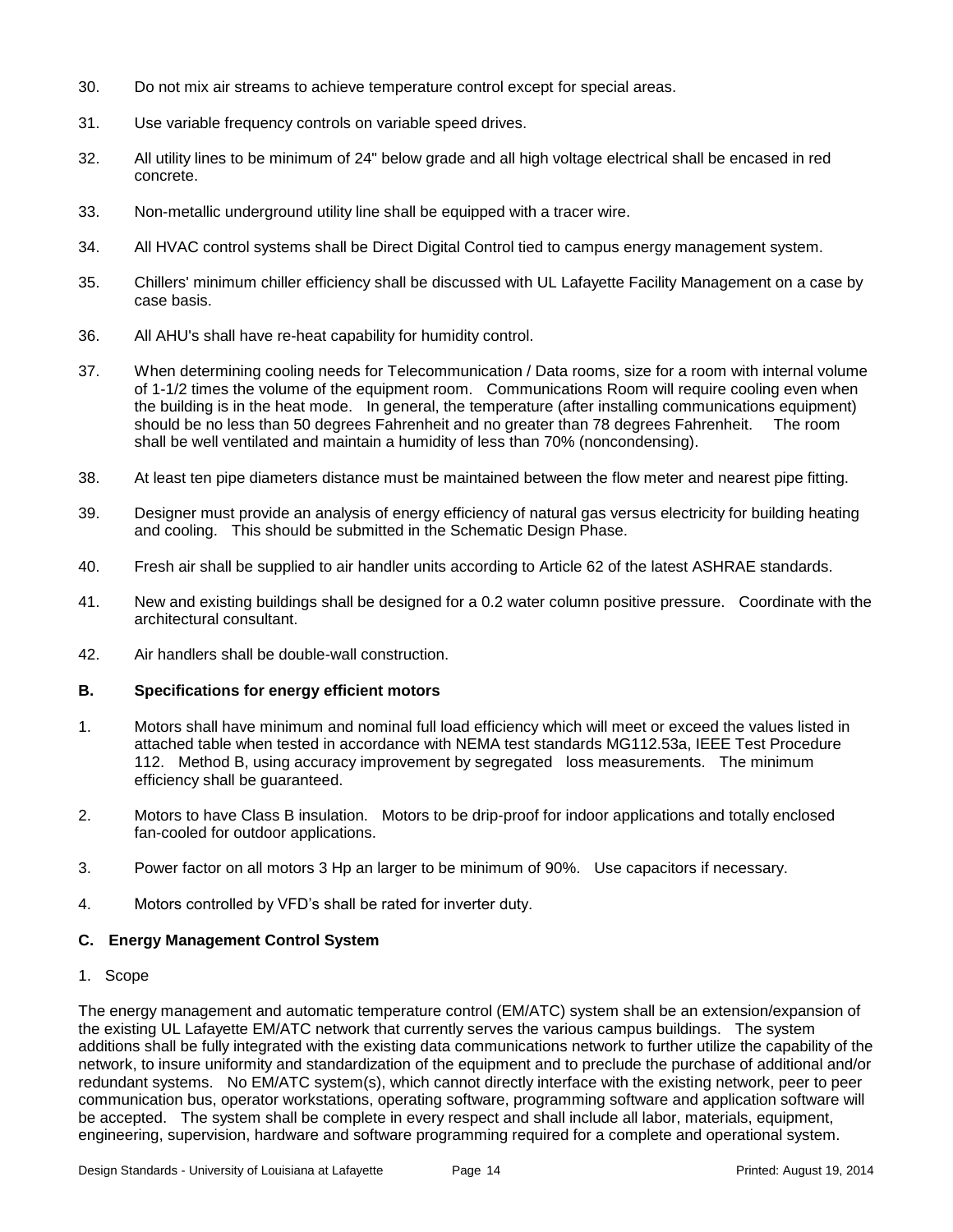30. Do not mix air streams to achieve temperature control except for special areas.

31. Use variable frequency controls on variable speed drives.

32. All utility lines to be minimum of 24" below grade and all high voltage electrical shall be encased in red concrete.

33. Non-metallic underground utility line shall be equipped with a tracer wire.

34. All HVAC control systems shall be Direct Digital Control tied to campus energy management system.

35. Chillers' minimum chiller efficiency shall be discussed with UL Lafayette Facility Management on a case by case basis.

36. All AHU's shall have re-heat capability for humidity control.

37. When determining cooling needs for Telecommunication / Data rooms, size for a room with internal volume of 1-1/2 times the volume of the equipment room. Communications Room will require cooling even when the building is in the heat mode. In general, the temperature (after installing communications equipment) should be no less than 50 degrees Fahrenheit and no greater than 78 degrees Fahrenheit. The room shall be well ventilated and maintain a humidity of less than 70% (noncondensing).

38. At least ten pipe diameters distance must be maintained between the flow meter and nearest pipe fitting.

39. Designer must provide an analysis of energy efficiency of natural gas versus electricity for building heating and cooling. This should be submitted in the Schematic Design Phase.

40. Fresh air shall be supplied to air handler units according to Article 62 of the latest ASHRAE standards.

41. New and existing buildings shall be designed for a 0.2 water column positive pressure. Coordinate with the architectural consultant.

42. Air handlers shall be double-wall construction.

### B. Specifications for energy efficient motors

1. Motors shall have minimum and nominal full load efficiency which will meet or exceed the values listed in attached table when tested in accordance with NEMA test standards MG112.53a, IEEE Test Procedure 112. Method B, using accuracy improvement by segregated loss measurements. The minimum efficiency shall be guaranteed.

2. Motors to have Class B insulation. Motors to be drip-proof for indoor applications and totally enclosed fan-cooled for outdoor applications.

3. Power factor on all motors 3 Hp an larger to be minimum of 90%. Use capacitors if necessary.

4. Motors controlled by VFD's shall be rated for inverter duty.

### C. Energy Management Control System

1. Scope

The energy management and automatic temperature control (EM/ATC) system shall be an extension/expansion of the existing UL Lafayette EM/ATC network that currently serves the various campus buildings. The system additions shall be fully integrated with the existing data communications network to further utilize the capability of the network, to insure uniformity and standardization of the equipment and to preclude the purchase of additional and/or redundant systems. No EM/ATC system(s), which cannot directly interface with the existing network, peer to peer communication bus, operator workstations, operating software, programming software and application software will be accepted. The system shall be complete in every respect and shall include all labor, materials, equipment, engineering, supervision, hardware and software programming required for a complete and operational system.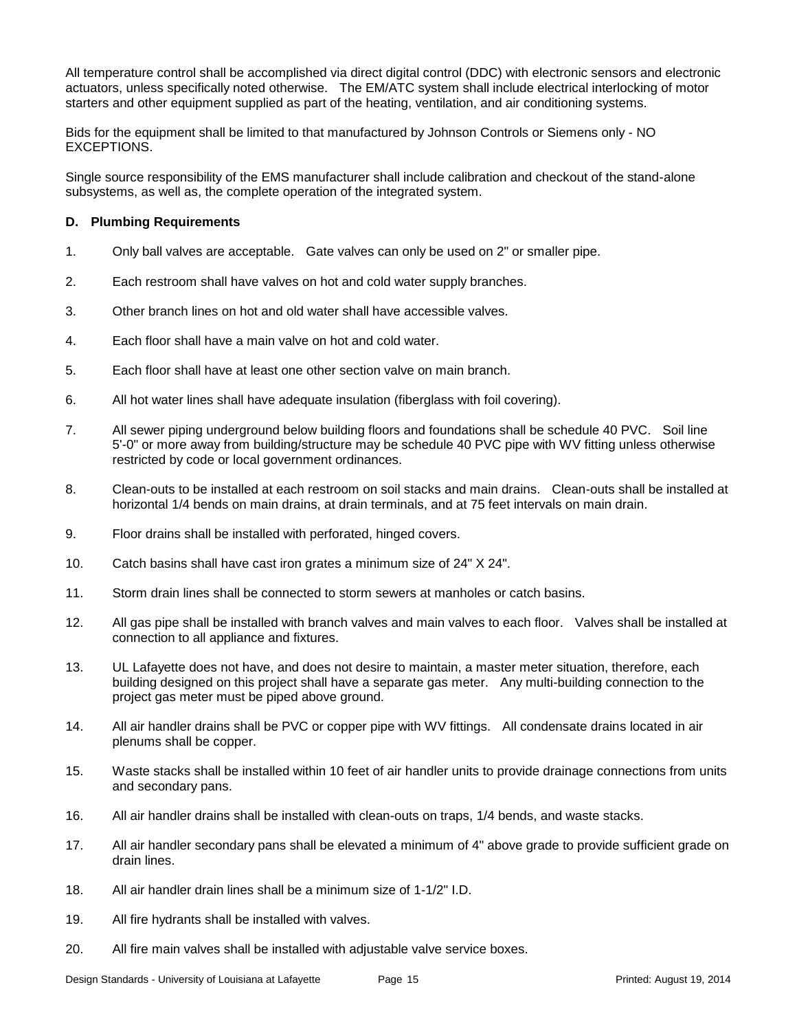All temperature control shall be accomplished via direct digital control (DDC) with electronic sensors and electronic actuators, unless specifically noted otherwise. The EM/ATC system shall include electrical interlocking of motor starters and other equipment supplied as part of the heating, ventilation, and air conditioning systems.

Bids for the equipment shall be limited to that manufactured by Johnson Controls or Siemens only - NO EXCEPTIONS.

Single source responsibility of the EMS manufacturer shall include calibration and checkout of the stand-alone subsystems, as well as, the complete operation of the integrated system.

### D. Plumbing Requirements

1. Only ball valves are acceptable. Gate valves can only be used on 2" or smaller pipe.
2. Each restroom shall have valves on hot and cold water supply branches.
3. Other branch lines on hot and old water shall have accessible valves.
4. Each floor shall have a main valve on hot and cold water.
5. Each floor shall have at least one other section valve on main branch.
6. All hot water lines shall have adequate insulation (fiberglass with foil covering).
7. All sewer piping underground below building floors and foundations shall be schedule 40 PVC. Soil line 5'-0" or more away from building/structure may be schedule 40 PVC pipe with WV fitting unless otherwise restricted by code or local government ordinances.
8. Clean-outs to be installed at each restroom on soil stacks and main drains. Clean-outs shall be installed at horizontal 1/4 bends on main drains, at drain terminals, and at 75 feet intervals on main drain.
9. Floor drains shall be installed with perforated, hinged covers.
10. Catch basins shall have cast iron grates a minimum size of 24" X 24".
11. Storm drain lines shall be connected to storm sewers at manholes or catch basins.
12. All gas pipe shall be installed with branch valves and main valves to each floor. Valves shall be installed at connection to all appliance and fixtures.
13. UL Lafayette does not have, and does not desire to maintain, a master meter situation, therefore, each building designed on this project shall have a separate gas meter. Any multi-building connection to the project gas meter must be piped above ground.
14. All air handler drains shall be PVC or copper pipe with WV fittings. All condensate drains located in air plenums shall be copper.
15. Waste stacks shall be installed within 10 feet of air handler units to provide drainage connections from units and secondary pans.
16. All air handler drains shall be installed with clean-outs on traps, 1/4 bends, and waste stacks.
17. All air handler secondary pans shall be elevated a minimum of 4" above grade to provide sufficient grade on drain lines.
18. All air handler drain lines shall be a minimum size of 1-1/2" I.D.
19. All fire hydrants shall be installed with valves.
20. All fire main valves shall be installed with adjustable valve service boxes.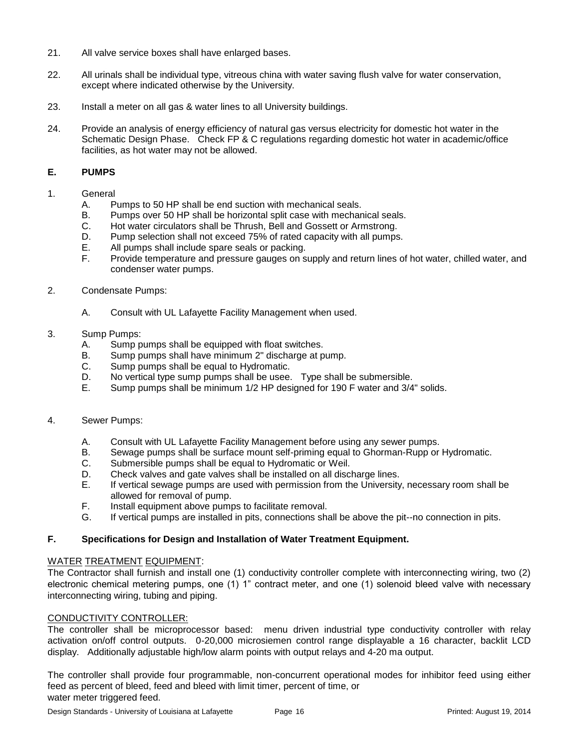21. All valve service boxes shall have enlarged bases.

22. All urinals shall be individual type, vitreous china with water saving flush valve for water conservation, except where indicated otherwise by the University.

23. Install a meter on all gas & water lines to all University buildings.

24. Provide an analysis of energy efficiency of natural gas versus electricity for domestic hot water in the Schematic Design Phase. Check FP & C regulations regarding domestic hot water in academic/office facilities, as hot water may not be allowed.

## E. PUMPS

1. General
   - A. Pumps to 50 HP shall be end suction with mechanical seals.
   - B. Pumps over 50 HP shall be horizontal split case with mechanical seals.
   - C. Hot water circulators shall be Thrush, Bell and Gossett or Armstrong.
   - D. Pump selection shall not exceed 75% of rated capacity with all pumps.
   - E. All pumps shall include spare seals or packing.
   - F. Provide temperature and pressure gauges on supply and return lines of hot water, chilled water, and condenser water pumps.

2. Condensate Pumps:
   - A. Consult with UL Lafayette Facility Management when used.

3. Sump Pumps:
   - A. Sump pumps shall be equipped with float switches.
   - B. Sump pumps shall have minimum 2" discharge at pump.
   - C. Sump pumps shall be equal to Hydromatic.
   - D. No vertical type sump pumps shall be usee. Type shall be submersible.
   - E. Sump pumps shall be minimum 1/2 HP designed for 190 F water and 3/4" solids.

4. Sewer Pumps:
   - A. Consult with UL Lafayette Facility Management before using any sewer pumps.
   - B. Sewage pumps shall be surface mount self-priming equal to Ghorman-Rupp or Hydromatic.
   - C. Submersible pumps shall be equal to Hydromatic or Weil.
   - D. Check valves and gate valves shall be installed on all discharge lines.
   - E. If vertical sewage pumps are used with permission from the University, necessary room shall be allowed for removal of pump.
   - F. Install equipment above pumps to facilitate removal.
   - G. If vertical pumps are installed in pits, connections shall be above the pit--no connection in pits.

## F. Specifications for Design and Installation of Water Treatment Equipment.

WATER TREATMENT EQUIPMENT:
The Contractor shall furnish and install one (1) conductivity controller complete with interconnecting wiring, two (2) electronic chemical metering pumps, one (1) 1" contract meter, and one (1) solenoid bleed valve with necessary interconnecting wiring, tubing and piping.

CONDUCTIVITY CONTROLLER:
The controller shall be microprocessor based: menu driven industrial type conductivity controller with relay activation on/off control outputs. 0-20,000 microsiemen control range displayable a 16 character, backlit LCD display. Additionally adjustable high/low alarm points with output relays and 4-20 ma output.

The controller shall provide four programmable, non-concurrent operational modes for inhibitor feed using either feed as percent of bleed, feed and bleed with limit timer, percent of time, or water meter triggered feed.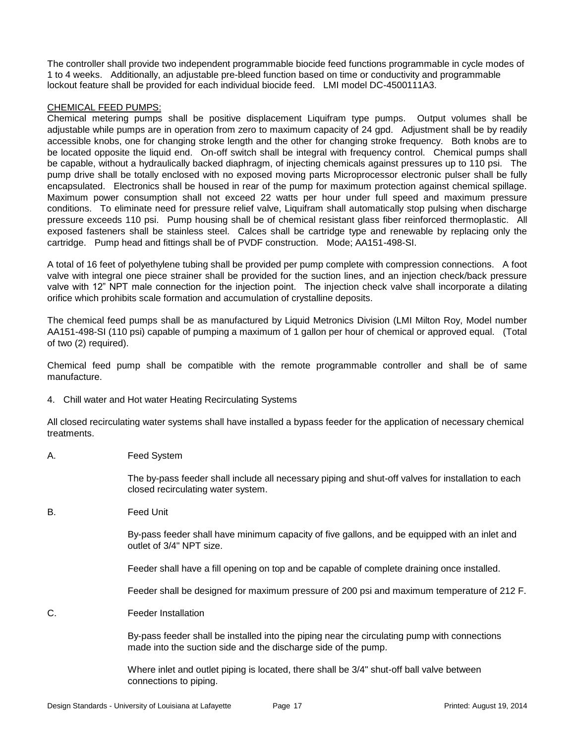The controller shall provide two independent programmable biocide feed functions programmable in cycle modes of 1 to 4 weeks. Additionally, an adjustable pre-bleed function based on time or conductivity and programmable lockout feature shall be provided for each individual biocide feed. LMI model DC-4500111A3.

CHEMICAL FEED PUMPS:

Chemical metering pumps shall be positive displacement Liquifram type pumps. Output volumes shall be adjustable while pumps are in operation from zero to maximum capacity of 24 gpd. Adjustment shall be by readily accessible knobs, one for changing stroke length and the other for changing stroke frequency. Both knobs are to be located opposite the liquid end. On-off switch shall be integral with frequency control. Chemical pumps shall be capable, without a hydraulically backed diaphragm, of injecting chemicals against pressures up to 110 psi. The pump drive shall be totally enclosed with no exposed moving parts Microprocessor electronic pulser shall be fully encapsulated. Electronics shall be housed in rear of the pump for maximum protection against chemical spillage. Maximum power consumption shall not exceed 22 watts per hour under full speed and maximum pressure conditions. To eliminate need for pressure relief valve, Liquifram shall automatically stop pulsing when discharge pressure exceeds 110 psi. Pump housing shall be of chemical resistant glass fiber reinforced thermoplastic. All exposed fasteners shall be stainless steel. Calces shall be cartridge type and renewable by replacing only the cartridge. Pump head and fittings shall be of PVDF construction. Mode; AA151-498-SI.

A total of 16 feet of polyethylene tubing shall be provided per pump complete with compression connections. A foot valve with integral one piece strainer shall be provided for the suction lines, and an injection check/back pressure valve with 12" NPT male connection for the injection point. The injection check valve shall incorporate a dilating orifice which prohibits scale formation and accumulation of crystalline deposits.

The chemical feed pumps shall be as manufactured by Liquid Metronics Division (LMI Milton Roy, Model number AA151-498-SI (110 psi) capable of pumping a maximum of 1 gallon per hour of chemical or approved equal. (Total of two (2) required).

Chemical feed pump shall be compatible with the remote programmable controller and shall be of same manufacture.

4. Chill water and Hot water Heating Recirculating Systems

All closed recirculating water systems shall have installed a bypass feeder for the application of necessary chemical treatments.

A. Feed System

The by-pass feeder shall include all necessary piping and shut-off valves for installation to each closed recirculating water system.

B. Feed Unit

By-pass feeder shall have minimum capacity of five gallons, and be equipped with an inlet and outlet of 3/4" NPT size.

Feeder shall have a fill opening on top and be capable of complete draining once installed.

Feeder shall be designed for maximum pressure of 200 psi and maximum temperature of 212 F.

C. Feeder Installation

By-pass feeder shall be installed into the piping near the circulating pump with connections made into the suction side and the discharge side of the pump.

Where inlet and outlet piping is located, there shall be 3/4" shut-off ball valve between connections to piping.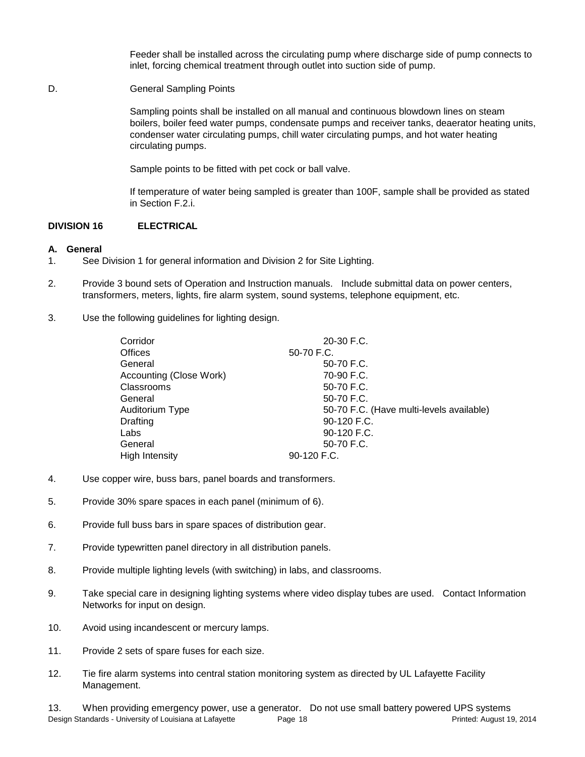Feeder shall be installed across the circulating pump where discharge side of pump connects to inlet, forcing chemical treatment through outlet into suction side of pump.

D. General Sampling Points

Sampling points shall be installed on all manual and continuous blowdown lines on steam boilers, boiler feed water pumps, condensate pumps and receiver tanks, deaerator heating units, condenser water circulating pumps, chill water circulating pumps, and hot water heating circulating pumps.

Sample points to be fitted with pet cock or ball valve.

If temperature of water being sampled is greater than 100F, sample shall be provided as stated in Section F.2.i.

## DIVISION 16 ELECTRICAL

### A. General

1. See Division 1 for general information and Division 2 for Site Lighting.

2. Provide 3 bound sets of Operation and Instruction manuals. Include submittal data on power centers, transformers, meters, lights, fire alarm system, sound systems, telephone equipment, etc.

3. Use the following guidelines for lighting design.

| | |
|---|---|
| Corridor | 20-30 F.C. |
| Offices | 50-70 F.C. |
| General | 50-70 F.C. |
| Accounting (Close Work) | 70-90 F.C. |
| Classrooms | 50-70 F.C. |
| General | 50-70 F.C. |
| Auditorium Type | 50-70 F.C. (Have multi-levels available) |
| Drafting | 90-120 F.C. |
| Labs | 90-120 F.C. |
| General | 50-70 F.C. |
| High Intensity | 90-120 F.C. |

4. Use copper wire, buss bars, panel boards and transformers.

5. Provide 30% spare spaces in each panel (minimum of 6).

6. Provide full buss bars in spare spaces of distribution gear.

7. Provide typewritten panel directory in all distribution panels.

8. Provide multiple lighting levels (with switching) in labs, and classrooms.

9. Take special care in designing lighting systems where video display tubes are used. Contact Information Networks for input on design.

10. Avoid using incandescent or mercury lamps.

11. Provide 2 sets of spare fuses for each size.

12. Tie fire alarm systems into central station monitoring system as directed by UL Lafayette Facility Management.

13. When providing emergency power, use a generator. Do not use small battery powered UPS systems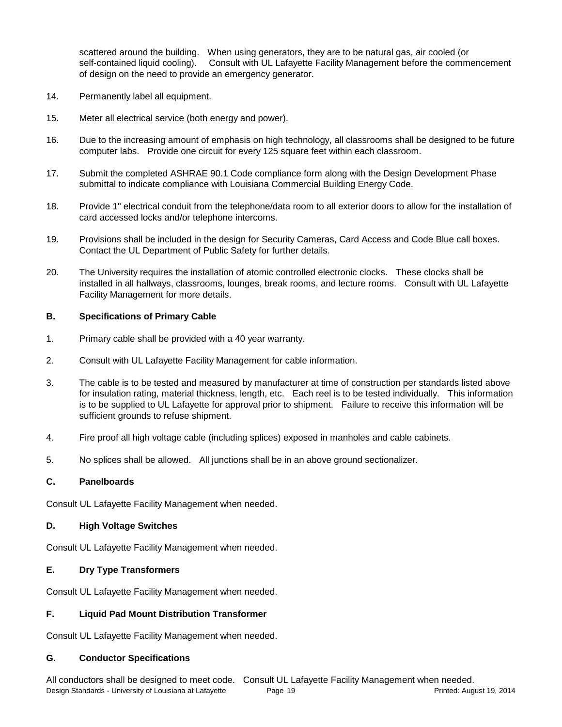scattered around the building. When using generators, they are to be natural gas, air cooled (or self-contained liquid cooling). Consult with UL Lafayette Facility Management before the commencement of design on the need to provide an emergency generator.

14. Permanently label all equipment.

15. Meter all electrical service (both energy and power).

16. Due to the increasing amount of emphasis on high technology, all classrooms shall be designed to be future computer labs. Provide one circuit for every 125 square feet within each classroom.

17. Submit the completed ASHRAE 90.1 Code compliance form along with the Design Development Phase submittal to indicate compliance with Louisiana Commercial Building Energy Code.

18. Provide 1" electrical conduit from the telephone/data room to all exterior doors to allow for the installation of card accessed locks and/or telephone intercoms.

19. Provisions shall be included in the design for Security Cameras, Card Access and Code Blue call boxes. Contact the UL Department of Public Safety for further details.

20. The University requires the installation of atomic controlled electronic clocks. These clocks shall be installed in all hallways, classrooms, lounges, break rooms, and lecture rooms. Consult with UL Lafayette Facility Management for more details.

### B. Specifications of Primary Cable

1. Primary cable shall be provided with a 40 year warranty.

2. Consult with UL Lafayette Facility Management for cable information.

3. The cable is to be tested and measured by manufacturer at time of construction per standards listed above for insulation rating, material thickness, length, etc. Each reel is to be tested individually. This information is to be supplied to UL Lafayette for approval prior to shipment. Failure to receive this information will be sufficient grounds to refuse shipment.

4. Fire proof all high voltage cable (including splices) exposed in manholes and cable cabinets.

5. No splices shall be allowed. All junctions shall be in an above ground sectionalizer.

### C. Panelboards

Consult UL Lafayette Facility Management when needed.

### D. High Voltage Switches

Consult UL Lafayette Facility Management when needed.

### E. Dry Type Transformers

Consult UL Lafayette Facility Management when needed.

### F. Liquid Pad Mount Distribution Transformer

Consult UL Lafayette Facility Management when needed.

### G. Conductor Specifications

All conductors shall be designed to meet code. Consult UL Lafayette Facility Management when needed.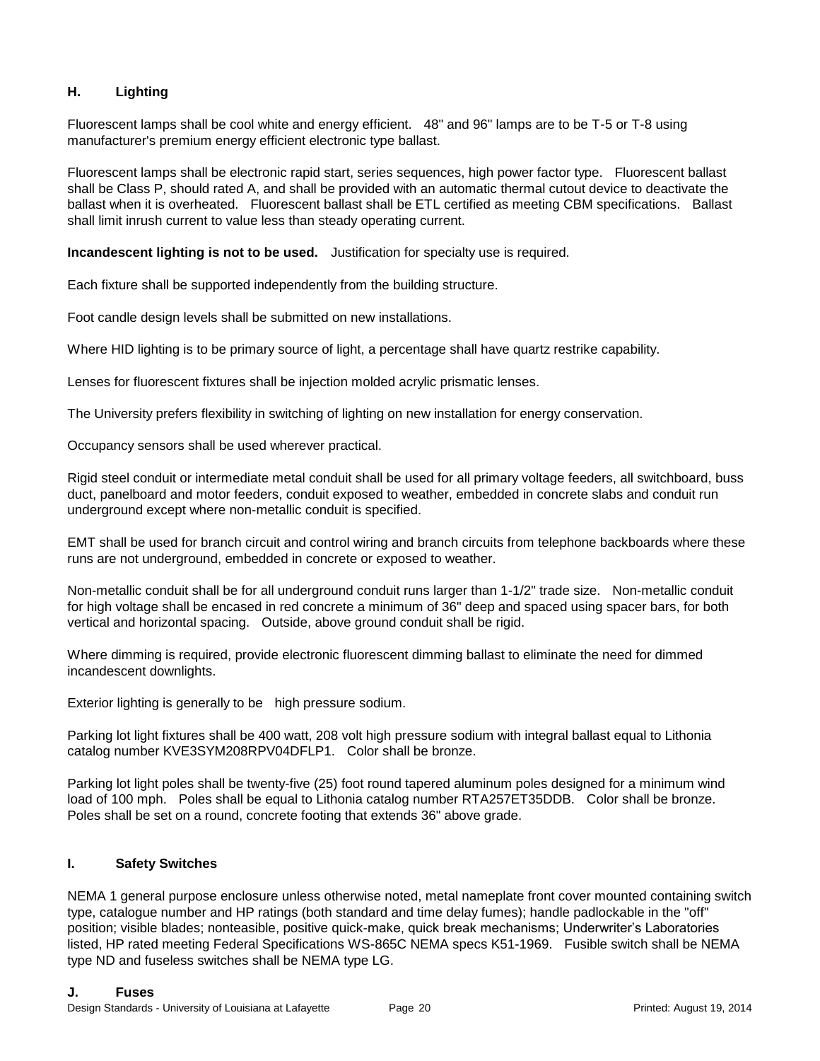## H. Lighting

Fluorescent lamps shall be cool white and energy efficient. 48" and 96" lamps are to be T-5 or T-8 using manufacturer's premium energy efficient electronic type ballast.

Fluorescent lamps shall be electronic rapid start, series sequences, high power factor type. Fluorescent ballast shall be Class P, should rated A, and shall be provided with an automatic thermal cutout device to deactivate the ballast when it is overheated. Fluorescent ballast shall be ETL certified as meeting CBM specifications. Ballast shall limit inrush current to value less than steady operating current.

**Incandescent lighting is not to be used.** Justification for specialty use is required.

Each fixture shall be supported independently from the building structure.

Foot candle design levels shall be submitted on new installations.

Where HID lighting is to be primary source of light, a percentage shall have quartz restrike capability.

Lenses for fluorescent fixtures shall be injection molded acrylic prismatic lenses.

The University prefers flexibility in switching of lighting on new installation for energy conservation.

Occupancy sensors shall be used wherever practical.

Rigid steel conduit or intermediate metal conduit shall be used for all primary voltage feeders, all switchboard, buss duct, panelboard and motor feeders, conduit exposed to weather, embedded in concrete slabs and conduit run underground except where non-metallic conduit is specified.

EMT shall be used for branch circuit and control wiring and branch circuits from telephone backboards where these runs are not underground, embedded in concrete or exposed to weather.

Non-metallic conduit shall be for all underground conduit runs larger than 1-1/2" trade size. Non-metallic conduit for high voltage shall be encased in red concrete a minimum of 36" deep and spaced using spacer bars, for both vertical and horizontal spacing. Outside, above ground conduit shall be rigid.

Where dimming is required, provide electronic fluorescent dimming ballast to eliminate the need for dimmed incandescent downlights.

Exterior lighting is generally to be high pressure sodium.

Parking lot light fixtures shall be 400 watt, 208 volt high pressure sodium with integral ballast equal to Lithonia catalog number KVE3SYM208RPV04DFLP1. Color shall be bronze.

Parking lot light poles shall be twenty-five (25) foot round tapered aluminum poles designed for a minimum wind load of 100 mph. Poles shall be equal to Lithonia catalog number RTA257ET35DDB. Color shall be bronze. Poles shall be set on a round, concrete footing that extends 36" above grade.

## I. Safety Switches

NEMA 1 general purpose enclosure unless otherwise noted, metal nameplate front cover mounted containing switch type, catalogue number and HP ratings (both standard and time delay fumes); handle padlockable in the "off" position; visible blades; nonteasible, positive quick-make, quick break mechanisms; Underwriter's Laboratories listed, HP rated meeting Federal Specifications WS-865C NEMA specs K51-1969. Fusible switch shall be NEMA type ND and fuseless switches shall be NEMA type LG.

## J. Fuses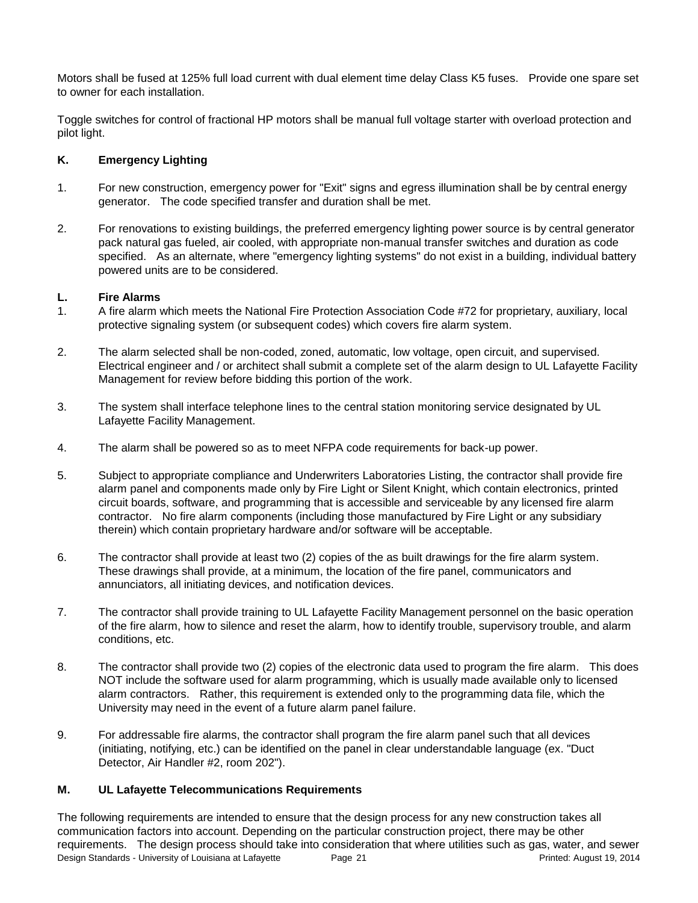Motors shall be fused at 125% full load current with dual element time delay Class K5 fuses. Provide one spare set to owner for each installation.

Toggle switches for control of fractional HP motors shall be manual full voltage starter with overload protection and pilot light.

### K. Emergency Lighting

1. For new construction, emergency power for "Exit" signs and egress illumination shall be by central energy generator. The code specified transfer and duration shall be met.

2. For renovations to existing buildings, the preferred emergency lighting power source is by central generator pack natural gas fueled, air cooled, with appropriate non-manual transfer switches and duration as code specified. As an alternate, where "emergency lighting systems" do not exist in a building, individual battery powered units are to be considered.

### L. Fire Alarms

1. A fire alarm which meets the National Fire Protection Association Code #72 for proprietary, auxiliary, local protective signaling system (or subsequent codes) which covers fire alarm system.

2. The alarm selected shall be non-coded, zoned, automatic, low voltage, open circuit, and supervised. Electrical engineer and / or architect shall submit a complete set of the alarm design to UL Lafayette Facility Management for review before bidding this portion of the work.

3. The system shall interface telephone lines to the central station monitoring service designated by UL Lafayette Facility Management.

4. The alarm shall be powered so as to meet NFPA code requirements for back-up power.

5. Subject to appropriate compliance and Underwriters Laboratories Listing, the contractor shall provide fire alarm panel and components made only by Fire Light or Silent Knight, which contain electronics, printed circuit boards, software, and programming that is accessible and serviceable by any licensed fire alarm contractor. No fire alarm components (including those manufactured by Fire Light or any subsidiary therein) which contain proprietary hardware and/or software will be acceptable.

6. The contractor shall provide at least two (2) copies of the as built drawings for the fire alarm system. These drawings shall provide, at a minimum, the location of the fire panel, communicators and annunciators, all initiating devices, and notification devices.

7. The contractor shall provide training to UL Lafayette Facility Management personnel on the basic operation of the fire alarm, how to silence and reset the alarm, how to identify trouble, supervisory trouble, and alarm conditions, etc.

8. The contractor shall provide two (2) copies of the electronic data used to program the fire alarm. This does NOT include the software used for alarm programming, which is usually made available only to licensed alarm contractors. Rather, this requirement is extended only to the programming data file, which the University may need in the event of a future alarm panel failure.

9. For addressable fire alarms, the contractor shall program the fire alarm panel such that all devices (initiating, notifying, etc.) can be identified on the panel in clear understandable language (ex. "Duct Detector, Air Handler #2, room 202").

### M. UL Lafayette Telecommunications Requirements

The following requirements are intended to ensure that the design process for any new construction takes all communication factors into account. Depending on the particular construction project, there may be other requirements. The design process should take into consideration that where utilities such as gas, water, and sewer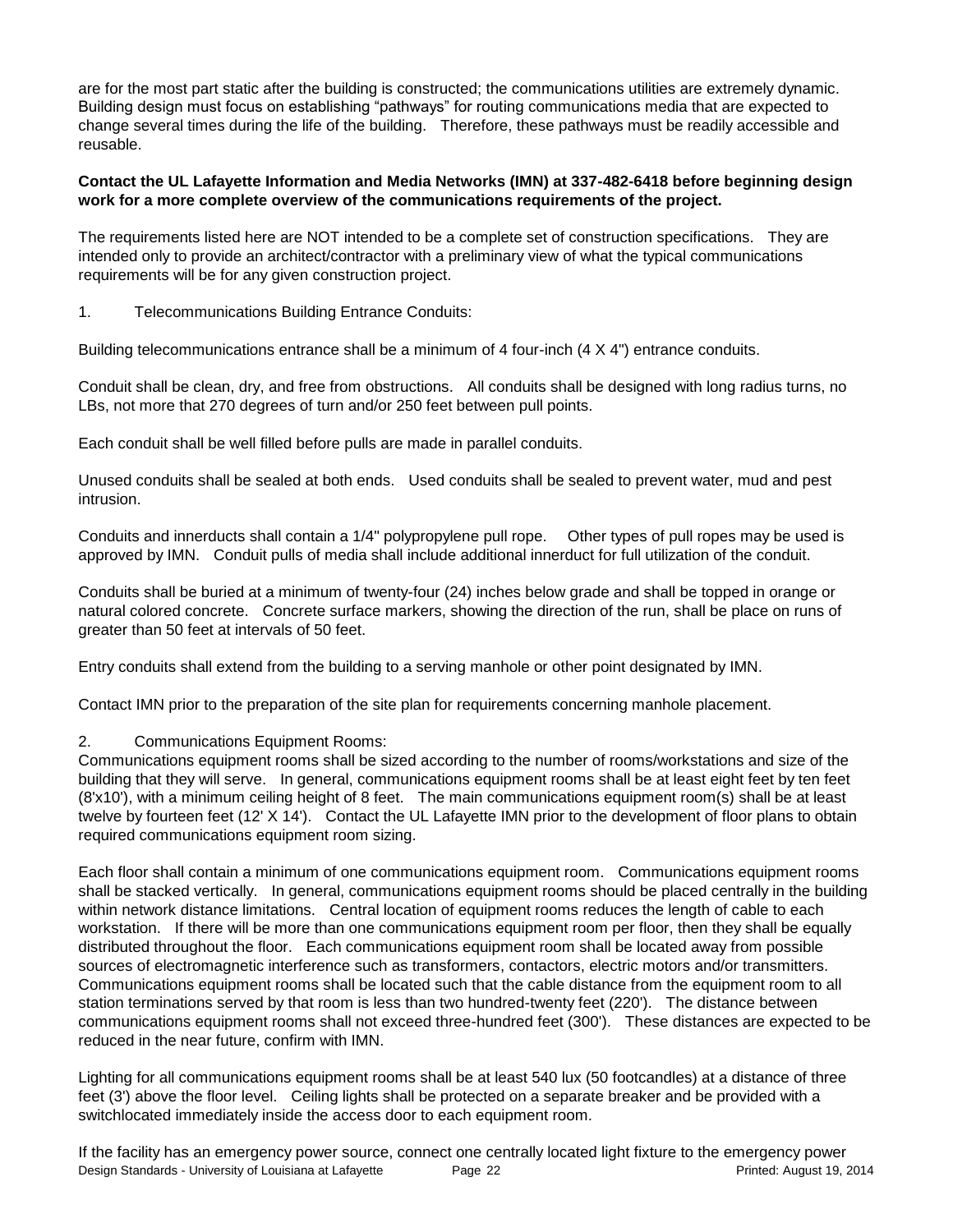are for the most part static after the building is constructed; the communications utilities are extremely dynamic. Building design must focus on establishing "pathways" for routing communications media that are expected to change several times during the life of the building. Therefore, these pathways must be readily accessible and reusable.

**Contact the UL Lafayette Information and Media Networks (IMN) at 337-482-6418 before beginning design work for a more complete overview of the communications requirements of the project.**

The requirements listed here are NOT intended to be a complete set of construction specifications. They are intended only to provide an architect/contractor with a preliminary view of what the typical communications requirements will be for any given construction project.

1. Telecommunications Building Entrance Conduits:

Building telecommunications entrance shall be a minimum of 4 four-inch (4 X 4") entrance conduits.

Conduit shall be clean, dry, and free from obstructions. All conduits shall be designed with long radius turns, no LBs, not more that 270 degrees of turn and/or 250 feet between pull points.

Each conduit shall be well filled before pulls are made in parallel conduits.

Unused conduits shall be sealed at both ends. Used conduits shall be sealed to prevent water, mud and pest intrusion.

Conduits and innerducts shall contain a 1/4" polypropylene pull rope. Other types of pull ropes may be used is approved by IMN. Conduit pulls of media shall include additional innerduct for full utilization of the conduit.

Conduits shall be buried at a minimum of twenty-four (24) inches below grade and shall be topped in orange or natural colored concrete. Concrete surface markers, showing the direction of the run, shall be place on runs of greater than 50 feet at intervals of 50 feet.

Entry conduits shall extend from the building to a serving manhole or other point designated by IMN.

Contact IMN prior to the preparation of the site plan for requirements concerning manhole placement.

2. Communications Equipment Rooms:

Communications equipment rooms shall be sized according to the number of rooms/workstations and size of the building that they will serve. In general, communications equipment rooms shall be at least eight feet by ten feet (8'x10'), with a minimum ceiling height of 8 feet. The main communications equipment room(s) shall be at least twelve by fourteen feet (12' X 14'). Contact the UL Lafayette IMN prior to the development of floor plans to obtain required communications equipment room sizing.

Each floor shall contain a minimum of one communications equipment room. Communications equipment rooms shall be stacked vertically. In general, communications equipment rooms should be placed centrally in the building within network distance limitations. Central location of equipment rooms reduces the length of cable to each workstation. If there will be more than one communications equipment room per floor, then they shall be equally distributed throughout the floor. Each communications equipment room shall be located away from possible sources of electromagnetic interference such as transformers, contactors, electric motors and/or transmitters. Communications equipment rooms shall be located such that the cable distance from the equipment room to all station terminations served by that room is less than two hundred-twenty feet (220'). The distance between communications equipment rooms shall not exceed three-hundred feet (300'). These distances are expected to be reduced in the near future, confirm with IMN.

Lighting for all communications equipment rooms shall be at least 540 lux (50 footcandles) at a distance of three feet (3') above the floor level. Ceiling lights shall be protected on a separate breaker and be provided with a switchlocated immediately inside the access door to each equipment room.

If the facility has an emergency power source, connect one centrally located light fixture to the emergency power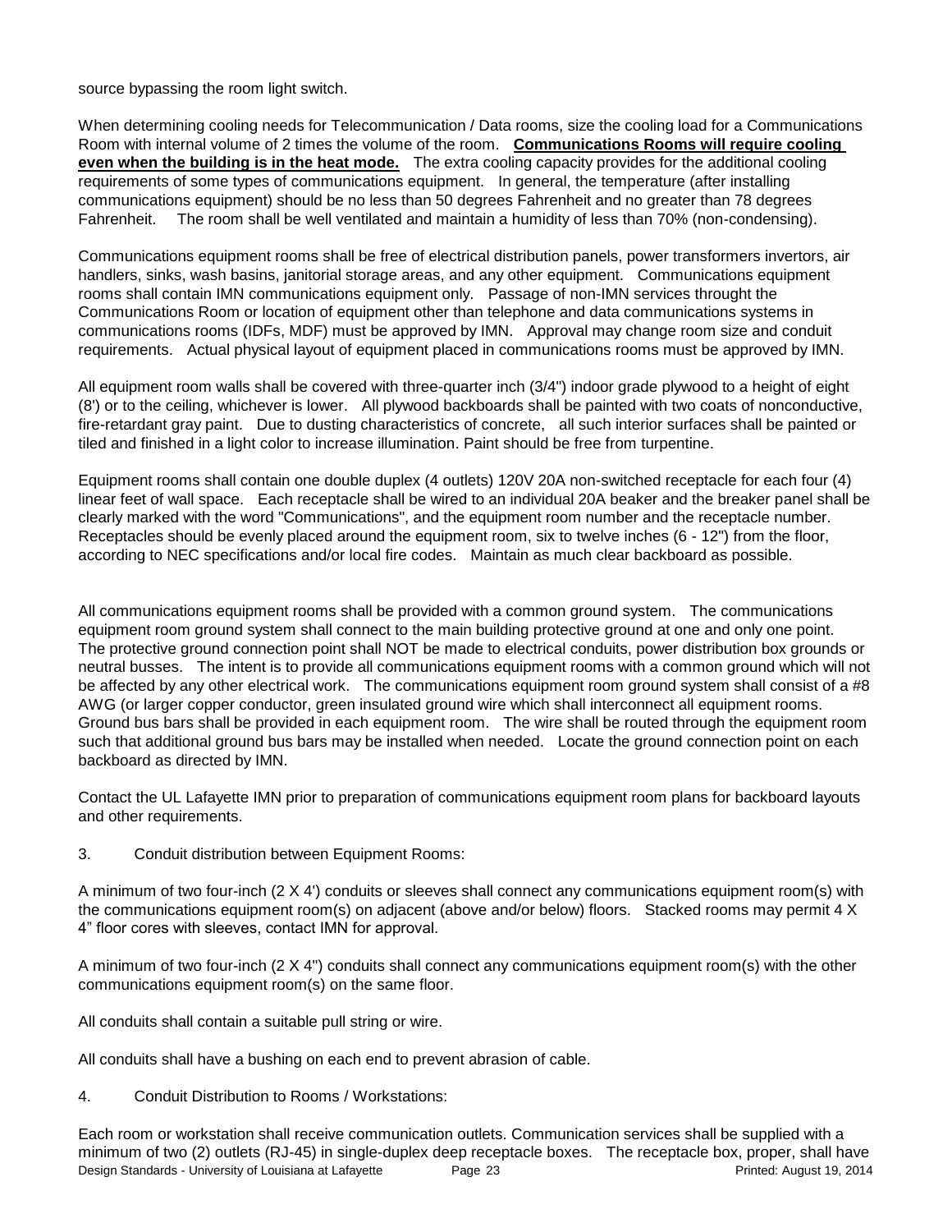source bypassing the room light switch.

When determining cooling needs for Telecommunication / Data rooms, size the cooling load for a Communications Room with internal volume of 2 times the volume of the room. **Communications Rooms will require cooling even when the building is in the heat mode.** The extra cooling capacity provides for the additional cooling requirements of some types of communications equipment. In general, the temperature (after installing communications equipment) should be no less than 50 degrees Fahrenheit and no greater than 78 degrees Fahrenheit. The room shall be well ventilated and maintain a humidity of less than 70% (non-condensing).

Communications equipment rooms shall be free of electrical distribution panels, power transformers invertors, air handlers, sinks, wash basins, janitorial storage areas, and any other equipment. Communications equipment rooms shall contain IMN communications equipment only. Passage of non-IMN services throught the Communications Room or location of equipment other than telephone and data communications systems in communications rooms (IDFs, MDF) must be approved by IMN. Approval may change room size and conduit requirements. Actual physical layout of equipment placed in communications rooms must be approved by IMN.

All equipment room walls shall be covered with three-quarter inch (3/4") indoor grade plywood to a height of eight (8') or to the ceiling, whichever is lower. All plywood backboards shall be painted with two coats of nonconductive, fire-retardant gray paint. Due to dusting characteristics of concrete, all such interior surfaces shall be painted or tiled and finished in a light color to increase illumination. Paint should be free from turpentine.

Equipment rooms shall contain one double duplex (4 outlets) 120V 20A non-switched receptacle for each four (4) linear feet of wall space. Each receptacle shall be wired to an individual 20A beaker and the breaker panel shall be clearly marked with the word "Communications", and the equipment room number and the receptacle number. Receptacles should be evenly placed around the equipment room, six to twelve inches (6 - 12") from the floor, according to NEC specifications and/or local fire codes. Maintain as much clear backboard as possible.

All communications equipment rooms shall be provided with a common ground system. The communications equipment room ground system shall connect to the main building protective ground at one and only one point. The protective ground connection point shall NOT be made to electrical conduits, power distribution box grounds or neutral busses. The intent is to provide all communications equipment rooms with a common ground which will not be affected by any other electrical work. The communications equipment room ground system shall consist of a #8 AWG (or larger copper conductor, green insulated ground wire which shall interconnect all equipment rooms. Ground bus bars shall be provided in each equipment room. The wire shall be routed through the equipment room such that additional ground bus bars may be installed when needed. Locate the ground connection point on each backboard as directed by IMN.

Contact the UL Lafayette IMN prior to preparation of communications equipment room plans for backboard layouts and other requirements.

3. Conduit distribution between Equipment Rooms:

A minimum of two four-inch (2 X 4') conduits or sleeves shall connect any communications equipment room(s) with the communications equipment room(s) on adjacent (above and/or below) floors. Stacked rooms may permit 4 X 4" floor cores with sleeves, contact IMN for approval.

A minimum of two four-inch (2 X 4") conduits shall connect any communications equipment room(s) with the other communications equipment room(s) on the same floor.

All conduits shall contain a suitable pull string or wire.

All conduits shall have a bushing on each end to prevent abrasion of cable.

4. Conduit Distribution to Rooms / Workstations:

Each room or workstation shall receive communication outlets. Communication services shall be supplied with a minimum of two (2) outlets (RJ-45) in single-duplex deep receptacle boxes. The receptacle box, proper, shall have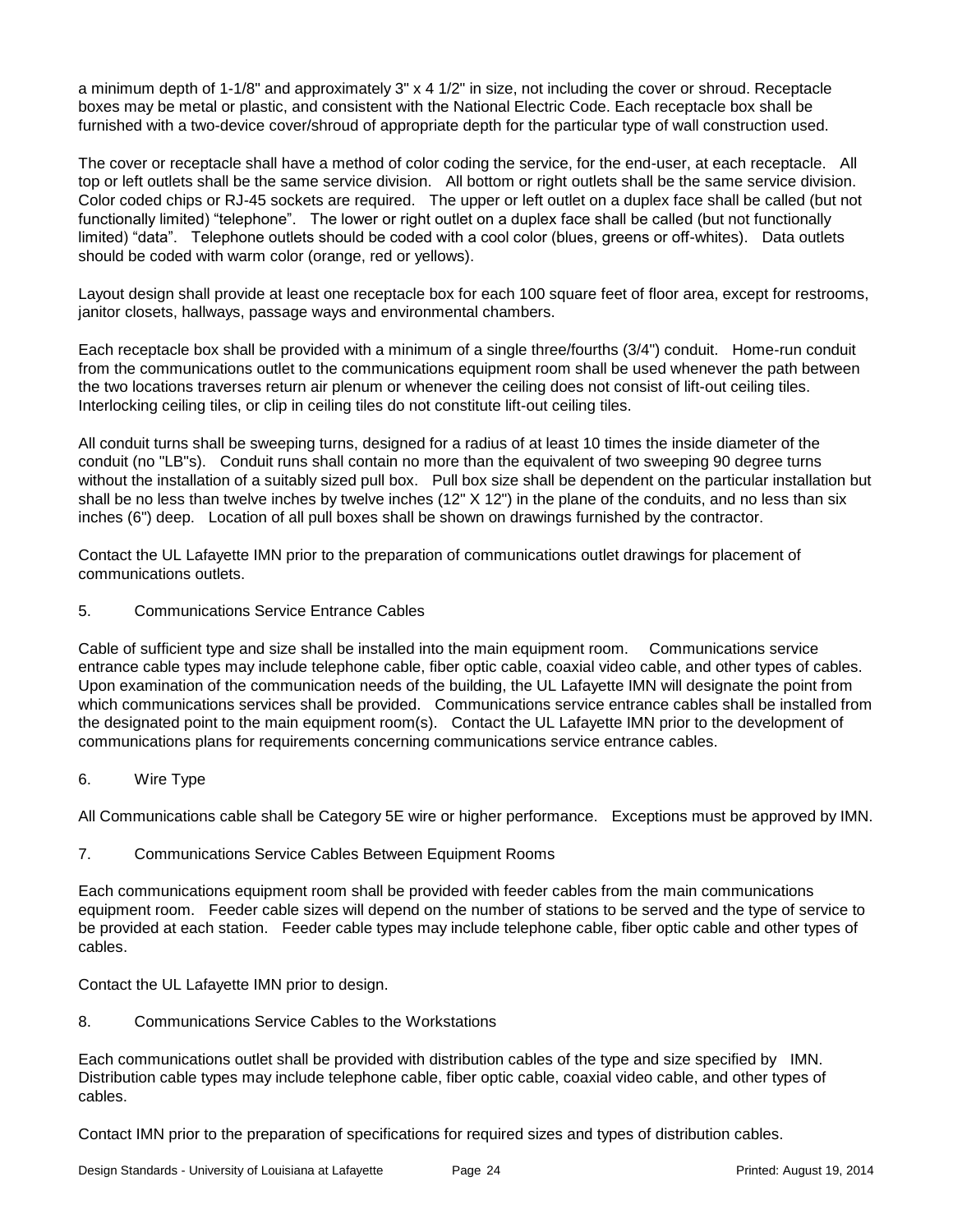a minimum depth of 1-1/8" and approximately 3" x 4 1/2" in size, not including the cover or shroud. Receptacle boxes may be metal or plastic, and consistent with the National Electric Code. Each receptacle box shall be furnished with a two-device cover/shroud of appropriate depth for the particular type of wall construction used.

The cover or receptacle shall have a method of color coding the service, for the end-user, at each receptacle. All top or left outlets shall be the same service division. All bottom or right outlets shall be the same service division. Color coded chips or RJ-45 sockets are required. The upper or left outlet on a duplex face shall be called (but not functionally limited) "telephone". The lower or right outlet on a duplex face shall be called (but not functionally limited) "data". Telephone outlets should be coded with a cool color (blues, greens or off-whites). Data outlets should be coded with warm color (orange, red or yellows).

Layout design shall provide at least one receptacle box for each 100 square feet of floor area, except for restrooms, janitor closets, hallways, passage ways and environmental chambers.

Each receptacle box shall be provided with a minimum of a single three/fourths (3/4") conduit. Home-run conduit from the communications outlet to the communications equipment room shall be used whenever the path between the two locations traverses return air plenum or whenever the ceiling does not consist of lift-out ceiling tiles. Interlocking ceiling tiles, or clip in ceiling tiles do not constitute lift-out ceiling tiles.

All conduit turns shall be sweeping turns, designed for a radius of at least 10 times the inside diameter of the conduit (no "LB"s). Conduit runs shall contain no more than the equivalent of two sweeping 90 degree turns without the installation of a suitably sized pull box. Pull box size shall be dependent on the particular installation but shall be no less than twelve inches by twelve inches (12" X 12") in the plane of the conduits, and no less than six inches (6") deep. Location of all pull boxes shall be shown on drawings furnished by the contractor.

Contact the UL Lafayette IMN prior to the preparation of communications outlet drawings for placement of communications outlets.

5. Communications Service Entrance Cables

Cable of sufficient type and size shall be installed into the main equipment room. Communications service entrance cable types may include telephone cable, fiber optic cable, coaxial video cable, and other types of cables. Upon examination of the communication needs of the building, the UL Lafayette IMN will designate the point from which communications services shall be provided. Communications service entrance cables shall be installed from the designated point to the main equipment room(s). Contact the UL Lafayette IMN prior to the development of communications plans for requirements concerning communications service entrance cables.

6. Wire Type

All Communications cable shall be Category 5E wire or higher performance. Exceptions must be approved by IMN.

7. Communications Service Cables Between Equipment Rooms

Each communications equipment room shall be provided with feeder cables from the main communications equipment room. Feeder cable sizes will depend on the number of stations to be served and the type of service to be provided at each station. Feeder cable types may include telephone cable, fiber optic cable and other types of cables.

Contact the UL Lafayette IMN prior to design.

8. Communications Service Cables to the Workstations

Each communications outlet shall be provided with distribution cables of the type and size specified by IMN. Distribution cable types may include telephone cable, fiber optic cable, coaxial video cable, and other types of cables.

Contact IMN prior to the preparation of specifications for required sizes and types of distribution cables.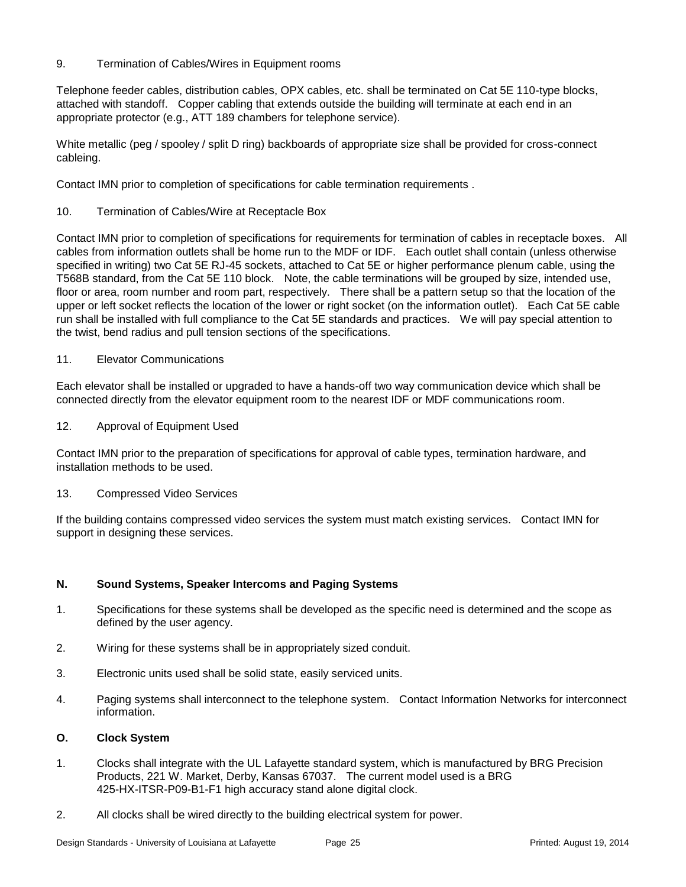9. Termination of Cables/Wires in Equipment rooms

Telephone feeder cables, distribution cables, OPX cables, etc. shall be terminated on Cat 5E 110-type blocks, attached with standoff. Copper cabling that extends outside the building will terminate at each end in an appropriate protector (e.g., ATT 189 chambers for telephone service).

White metallic (peg / spooley / split D ring) backboards of appropriate size shall be provided for cross-connect cableing.

Contact IMN prior to completion of specifications for cable termination requirements .

10. Termination of Cables/Wire at Receptacle Box

Contact IMN prior to completion of specifications for requirements for termination of cables in receptacle boxes. All cables from information outlets shall be home run to the MDF or IDF. Each outlet shall contain (unless otherwise specified in writing) two Cat 5E RJ-45 sockets, attached to Cat 5E or higher performance plenum cable, using the T568B standard, from the Cat 5E 110 block. Note, the cable terminations will be grouped by size, intended use, floor or area, room number and room part, respectively. There shall be a pattern setup so that the location of the upper or left socket reflects the location of the lower or right socket (on the information outlet). Each Cat 5E cable run shall be installed with full compliance to the Cat 5E standards and practices. We will pay special attention to the twist, bend radius and pull tension sections of the specifications.

11. Elevator Communications

Each elevator shall be installed or upgraded to have a hands-off two way communication device which shall be connected directly from the elevator equipment room to the nearest IDF or MDF communications room.

12. Approval of Equipment Used

Contact IMN prior to the preparation of specifications for approval of cable types, termination hardware, and installation methods to be used.

13. Compressed Video Services

If the building contains compressed video services the system must match existing services. Contact IMN for support in designing these services.

**N. Sound Systems, Speaker Intercoms and Paging Systems**

1. Specifications for these systems shall be developed as the specific need is determined and the scope as defined by the user agency.
2. Wiring for these systems shall be in appropriately sized conduit.
3. Electronic units used shall be solid state, easily serviced units.
4. Paging systems shall interconnect to the telephone system. Contact Information Networks for interconnect information.

**O. Clock System**

1. Clocks shall integrate with the UL Lafayette standard system, which is manufactured by BRG Precision Products, 221 W. Market, Derby, Kansas 67037. The current model used is a BRG 425-HX-ITSR-P09-B1-F1 high accuracy stand alone digital clock.
2. All clocks shall be wired directly to the building electrical system for power.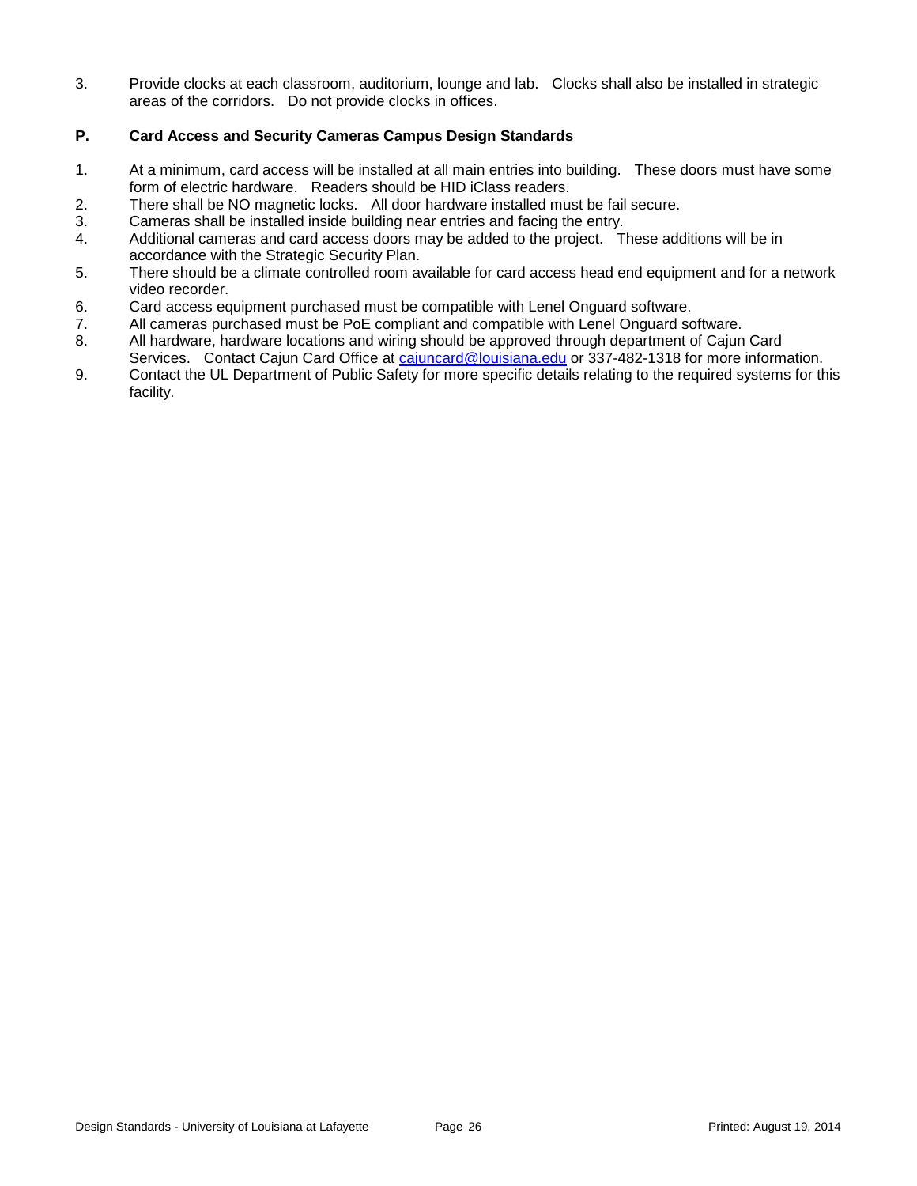3. Provide clocks at each classroom, auditorium, lounge and lab. Clocks shall also be installed in strategic areas of the corridors. Do not provide clocks in offices.

### P. Card Access and Security Cameras Campus Design Standards

1. At a minimum, card access will be installed at all main entries into building. These doors must have some form of electric hardware. Readers should be HID iClass readers.
2. There shall be NO magnetic locks. All door hardware installed must be fail secure.
3. Cameras shall be installed inside building near entries and facing the entry.
4. Additional cameras and card access doors may be added to the project. These additions will be in accordance with the Strategic Security Plan.
5. There should be a climate controlled room available for card access head end equipment and for a network video recorder.
6. Card access equipment purchased must be compatible with Lenel Onguard software.
7. All cameras purchased must be PoE compliant and compatible with Lenel Onguard software.
8. All hardware, hardware locations and wiring should be approved through department of Cajun Card Services. Contact Cajun Card Office at cajuncard@louisiana.edu or 337-482-1318 for more information.
9. Contact the UL Department of Public Safety for more specific details relating to the required systems for this facility.